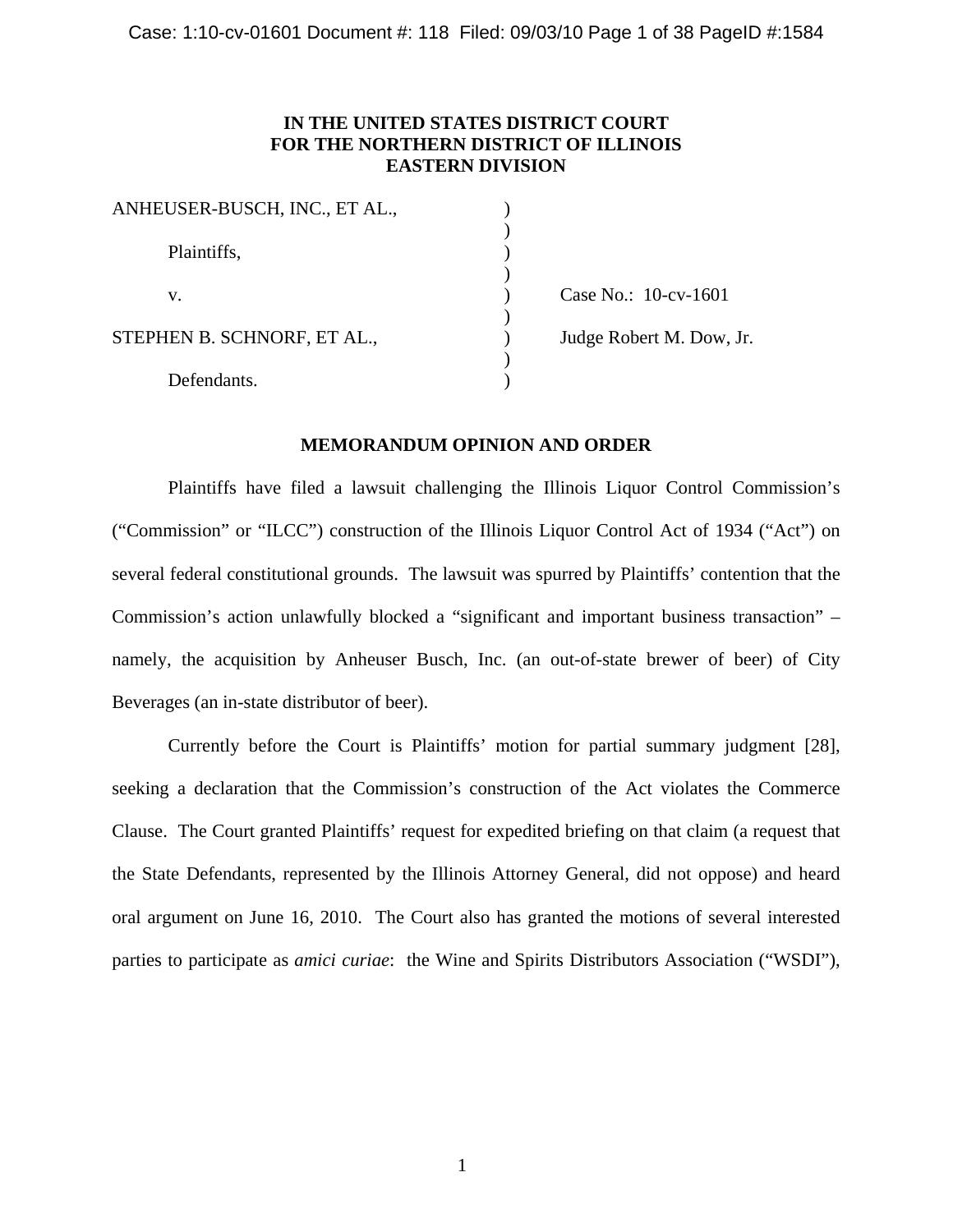# IN THE UNITED STATES DISTRICT COURT FOR THE NORTHERN DISTRICT OF ILLINOIS EASTERN DIVISION

| | | |
|---|---|---|
| ANHEUSER-BUSCH, INC., ET AL., | ) | |
| | ) | |
| Plaintiffs, | ) | |
| | ) | |
| v. | ) | Case No.: 10-cv-1601 |
| | ) | |
| STEPHEN B. SCHNORF, ET AL., | ) | Judge Robert M. Dow, Jr. |
| | ) | |
| Defendants. | ) | |

## MEMORANDUM OPINION AND ORDER

Plaintiffs have filed a lawsuit challenging the Illinois Liquor Control Commission's ("Commission" or "ILCC") construction of the Illinois Liquor Control Act of 1934 ("Act") on several federal constitutional grounds. The lawsuit was spurred by Plaintiffs' contention that the Commission's action unlawfully blocked a "significant and important business transaction" – namely, the acquisition by Anheuser Busch, Inc. (an out-of-state brewer of beer) of City Beverages (an in-state distributor of beer).

Currently before the Court is Plaintiffs' motion for partial summary judgment [28], seeking a declaration that the Commission's construction of the Act violates the Commerce Clause. The Court granted Plaintiffs' request for expedited briefing on that claim (a request that the State Defendants, represented by the Illinois Attorney General, did not oppose) and heard oral argument on June 16, 2010. The Court also has granted the motions of several interested parties to participate as *amici curiae*: the Wine and Spirits Distributors Association ("WSDI"),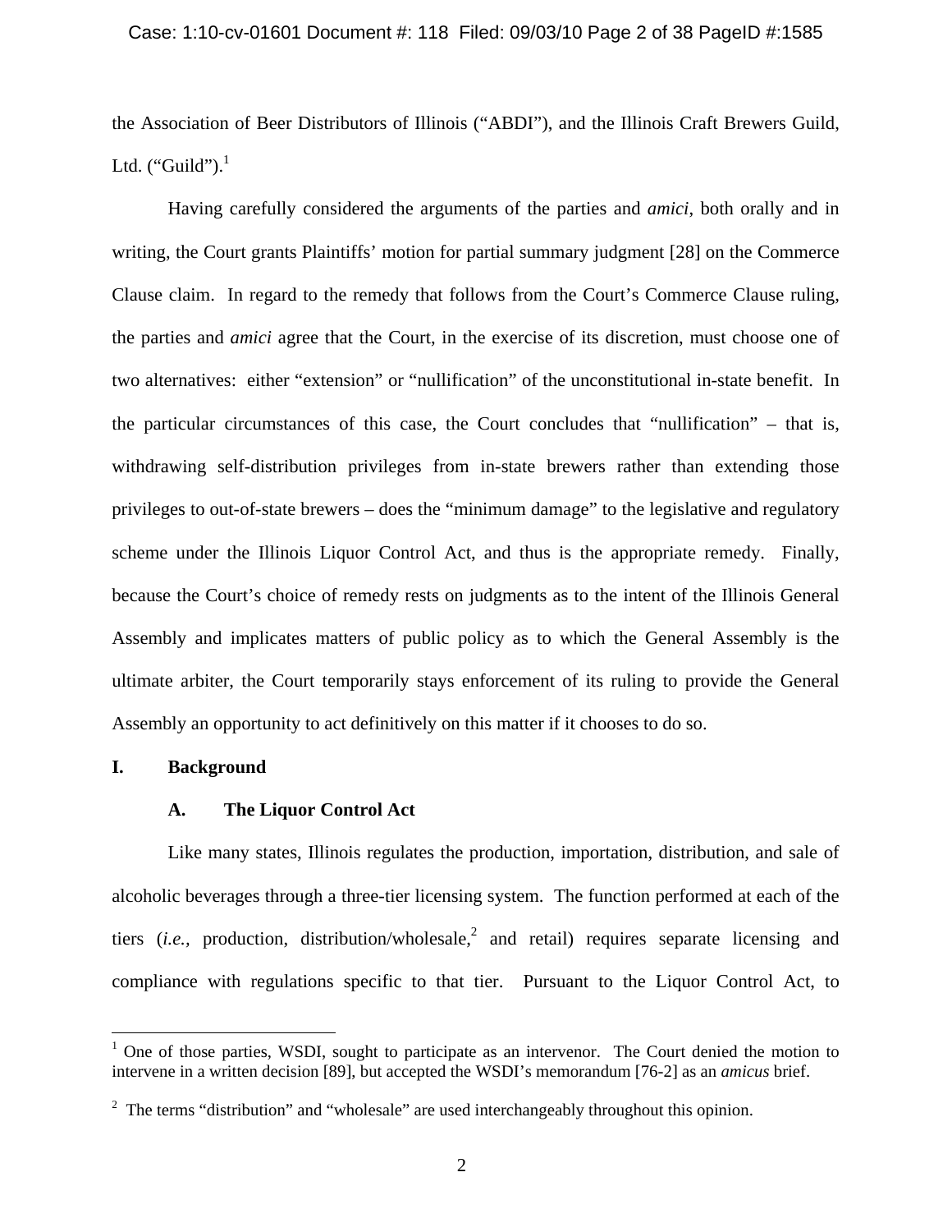the Association of Beer Distributors of Illinois ("ABDI"), and the Illinois Craft Brewers Guild, Ltd. ("Guild").[1]

Having carefully considered the arguments of the parties and *amici*, both orally and in writing, the Court grants Plaintiffs' motion for partial summary judgment [28] on the Commerce Clause claim. In regard to the remedy that follows from the Court's Commerce Clause ruling, the parties and *amici* agree that the Court, in the exercise of its discretion, must choose one of two alternatives: either "extension" or "nullification" of the unconstitutional in-state benefit. In the particular circumstances of this case, the Court concludes that "nullification" – that is, withdrawing self-distribution privileges from in-state brewers rather than extending those privileges to out-of-state brewers – does the "minimum damage" to the legislative and regulatory scheme under the Illinois Liquor Control Act, and thus is the appropriate remedy. Finally, because the Court's choice of remedy rests on judgments as to the intent of the Illinois General Assembly and implicates matters of public policy as to which the General Assembly is the ultimate arbiter, the Court temporarily stays enforcement of its ruling to provide the General Assembly an opportunity to act definitively on this matter if it chooses to do so.

## I. Background

### A. The Liquor Control Act

Like many states, Illinois regulates the production, importation, distribution, and sale of alcoholic beverages through a three-tier licensing system. The function performed at each of the tiers (*i.e.*, production, distribution/wholesale,[2] and retail) requires separate licensing and compliance with regulations specific to that tier. Pursuant to the Liquor Control Act, to

---

[1] One of those parties, WSDI, sought to participate as an intervenor. The Court denied the motion to intervene in a written decision [89], but accepted the WSDI's memorandum [76-2] as an *amicus* brief.

[2] The terms "distribution" and "wholesale" are used interchangeably throughout this opinion.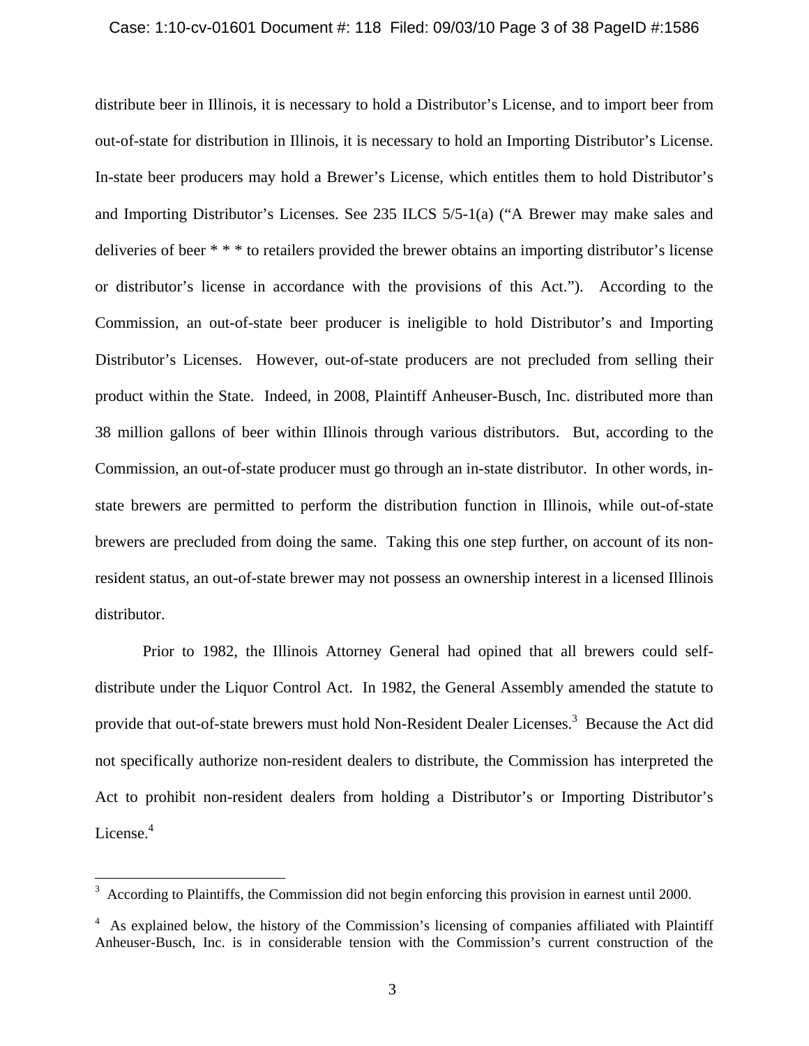distribute beer in Illinois, it is necessary to hold a Distributor's License, and to import beer from out-of-state for distribution in Illinois, it is necessary to hold an Importing Distributor's License. In-state beer producers may hold a Brewer's License, which entitles them to hold Distributor's and Importing Distributor's Licenses. See 235 ILCS 5/5-1(a) ("A Brewer may make sales and deliveries of beer * * * to retailers provided the brewer obtains an importing distributor's license or distributor's license in accordance with the provisions of this Act."). According to the Commission, an out-of-state beer producer is ineligible to hold Distributor's and Importing Distributor's Licenses. However, out-of-state producers are not precluded from selling their product within the State. Indeed, in 2008, Plaintiff Anheuser-Busch, Inc. distributed more than 38 million gallons of beer within Illinois through various distributors. But, according to the Commission, an out-of-state producer must go through an in-state distributor. In other words, in-state brewers are permitted to perform the distribution function in Illinois, while out-of-state brewers are precluded from doing the same. Taking this one step further, on account of its non-resident status, an out-of-state brewer may not possess an ownership interest in a licensed Illinois distributor.

Prior to 1982, the Illinois Attorney General had opined that all brewers could self-distribute under the Liquor Control Act. In 1982, the General Assembly amended the statute to provide that out-of-state brewers must hold Non-Resident Dealer Licenses.[3] Because the Act did not specifically authorize non-resident dealers to distribute, the Commission has interpreted the Act to prohibit non-resident dealers from holding a Distributor's or Importing Distributor's License.[4]

---

[3] According to Plaintiffs, the Commission did not begin enforcing this provision in earnest until 2000.

[4] As explained below, the history of the Commission's licensing of companies affiliated with Plaintiff Anheuser-Busch, Inc. is in considerable tension with the Commission's current construction of the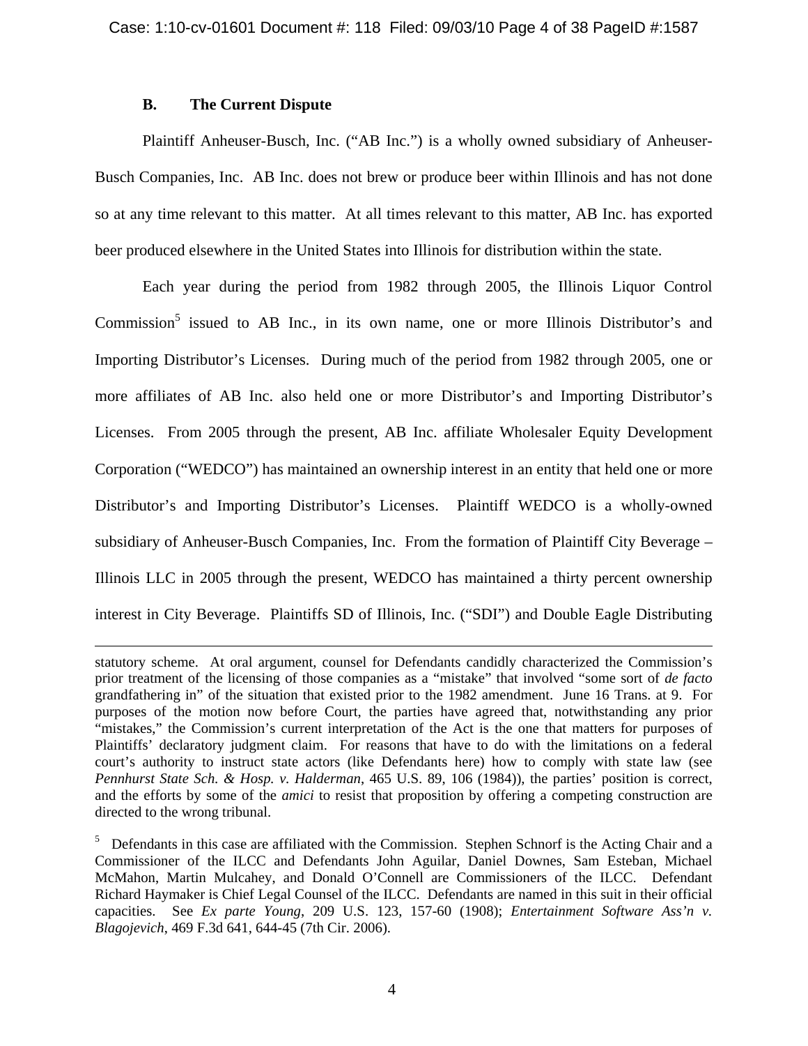### B. The Current Dispute

Plaintiff Anheuser-Busch, Inc. ("AB Inc.") is a wholly owned subsidiary of Anheuser-Busch Companies, Inc. AB Inc. does not brew or produce beer within Illinois and has not done so at any time relevant to this matter. At all times relevant to this matter, AB Inc. has exported beer produced elsewhere in the United States into Illinois for distribution within the state.

Each year during the period from 1982 through 2005, the Illinois Liquor Control Commission[5] issued to AB Inc., in its own name, one or more Illinois Distributor's and Importing Distributor's Licenses. During much of the period from 1982 through 2005, one or more affiliates of AB Inc. also held one or more Distributor's and Importing Distributor's Licenses. From 2005 through the present, AB Inc. affiliate Wholesaler Equity Development Corporation ("WEDCO") has maintained an ownership interest in an entity that held one or more Distributor's and Importing Distributor's Licenses. Plaintiff WEDCO is a wholly-owned subsidiary of Anheuser-Busch Companies, Inc. From the formation of Plaintiff City Beverage – Illinois LLC in 2005 through the present, WEDCO has maintained a thirty percent ownership interest in City Beverage. Plaintiffs SD of Illinois, Inc. ("SDI") and Double Eagle Distributing

---

statutory scheme. At oral argument, counsel for Defendants candidly characterized the Commission's prior treatment of the licensing of those companies as a "mistake" that involved "some sort of *de facto* grandfathering in" of the situation that existed prior to the 1982 amendment. June 16 Trans. at 9. For purposes of the motion now before Court, the parties have agreed that, notwithstanding any prior "mistakes," the Commission's current interpretation of the Act is the one that matters for purposes of Plaintiffs' declaratory judgment claim. For reasons that have to do with the limitations on a federal court's authority to instruct state actors (like Defendants here) how to comply with state law (see *Pennhurst State Sch. & Hosp. v. Halderman*, 465 U.S. 89, 106 (1984)), the parties' position is correct, and the efforts by some of the *amici* to resist that proposition by offering a competing construction are directed to the wrong tribunal.

[5] Defendants in this case are affiliated with the Commission. Stephen Schnorf is the Acting Chair and a Commissioner of the ILCC and Defendants John Aguilar, Daniel Downes, Sam Esteban, Michael McMahon, Martin Mulcahey, and Donald O'Connell are Commissioners of the ILCC. Defendant Richard Haymaker is Chief Legal Counsel of the ILCC. Defendants are named in this suit in their official capacities. See *Ex parte Young*, 209 U.S. 123, 157-60 (1908); *Entertainment Software Ass'n v. Blagojevich*, 469 F.3d 641, 644-45 (7th Cir. 2006).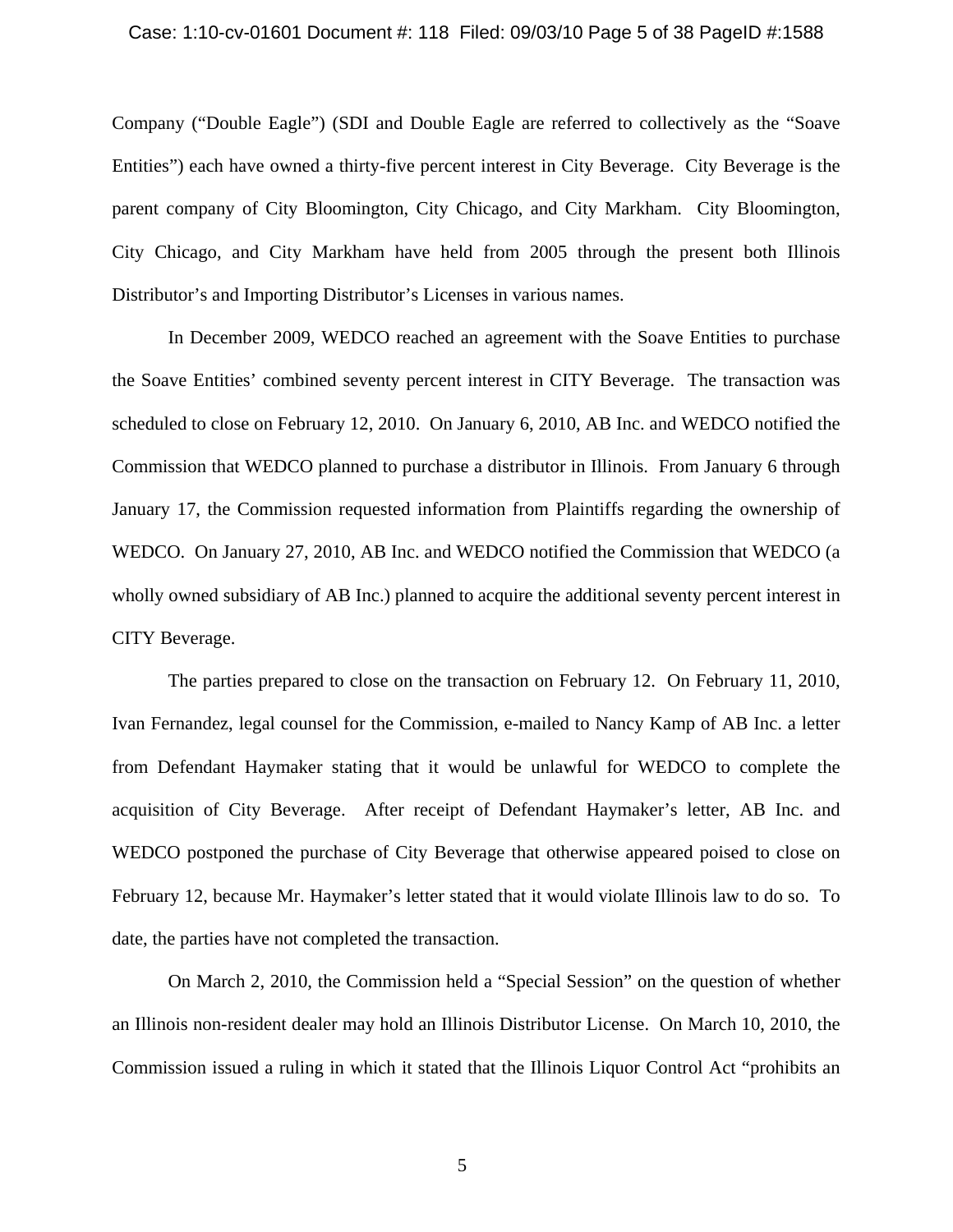Company ("Double Eagle") (SDI and Double Eagle are referred to collectively as the "Soave Entities") each have owned a thirty-five percent interest in City Beverage. City Beverage is the parent company of City Bloomington, City Chicago, and City Markham. City Bloomington, City Chicago, and City Markham have held from 2005 through the present both Illinois Distributor's and Importing Distributor's Licenses in various names.

In December 2009, WEDCO reached an agreement with the Soave Entities to purchase the Soave Entities' combined seventy percent interest in CITY Beverage. The transaction was scheduled to close on February 12, 2010. On January 6, 2010, AB Inc. and WEDCO notified the Commission that WEDCO planned to purchase a distributor in Illinois. From January 6 through January 17, the Commission requested information from Plaintiffs regarding the ownership of WEDCO. On January 27, 2010, AB Inc. and WEDCO notified the Commission that WEDCO (a wholly owned subsidiary of AB Inc.) planned to acquire the additional seventy percent interest in CITY Beverage.

The parties prepared to close on the transaction on February 12. On February 11, 2010, Ivan Fernandez, legal counsel for the Commission, e-mailed to Nancy Kamp of AB Inc. a letter from Defendant Haymaker stating that it would be unlawful for WEDCO to complete the acquisition of City Beverage. After receipt of Defendant Haymaker's letter, AB Inc. and WEDCO postponed the purchase of City Beverage that otherwise appeared poised to close on February 12, because Mr. Haymaker's letter stated that it would violate Illinois law to do so. To date, the parties have not completed the transaction.

On March 2, 2010, the Commission held a "Special Session" on the question of whether an Illinois non-resident dealer may hold an Illinois Distributor License. On March 10, 2010, the Commission issued a ruling in which it stated that the Illinois Liquor Control Act "prohibits an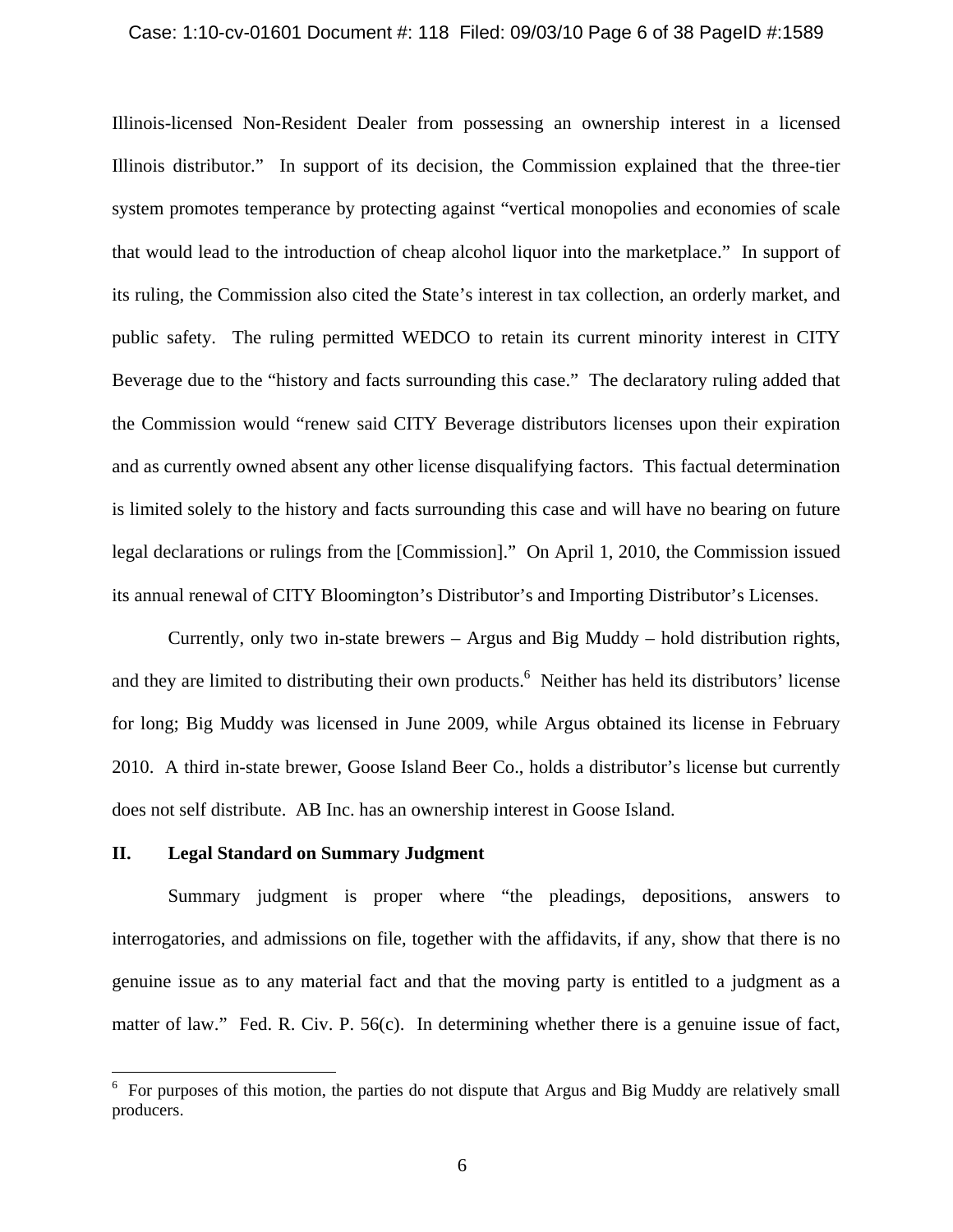Illinois-licensed Non-Resident Dealer from possessing an ownership interest in a licensed Illinois distributor." In support of its decision, the Commission explained that the three-tier system promotes temperance by protecting against "vertical monopolies and economies of scale that would lead to the introduction of cheap alcohol liquor into the marketplace." In support of its ruling, the Commission also cited the State's interest in tax collection, an orderly market, and public safety. The ruling permitted WEDCO to retain its current minority interest in CITY Beverage due to the "history and facts surrounding this case." The declaratory ruling added that the Commission would "renew said CITY Beverage distributors licenses upon their expiration and as currently owned absent any other license disqualifying factors. This factual determination is limited solely to the history and facts surrounding this case and will have no bearing on future legal declarations or rulings from the [Commission]." On April 1, 2010, the Commission issued its annual renewal of CITY Bloomington's Distributor's and Importing Distributor's Licenses.

Currently, only two in-state brewers – Argus and Big Muddy – hold distribution rights, and they are limited to distributing their own products.[6] Neither has held its distributors' license for long; Big Muddy was licensed in June 2009, while Argus obtained its license in February 2010. A third in-state brewer, Goose Island Beer Co., holds a distributor's license but currently does not self distribute. AB Inc. has an ownership interest in Goose Island.

## II. Legal Standard on Summary Judgment

Summary judgment is proper where "the pleadings, depositions, answers to interrogatories, and admissions on file, together with the affidavits, if any, show that there is no genuine issue as to any material fact and that the moving party is entitled to a judgment as a matter of law." Fed. R. Civ. P. 56(c). In determining whether there is a genuine issue of fact,

[6] For purposes of this motion, the parties do not dispute that Argus and Big Muddy are relatively small producers.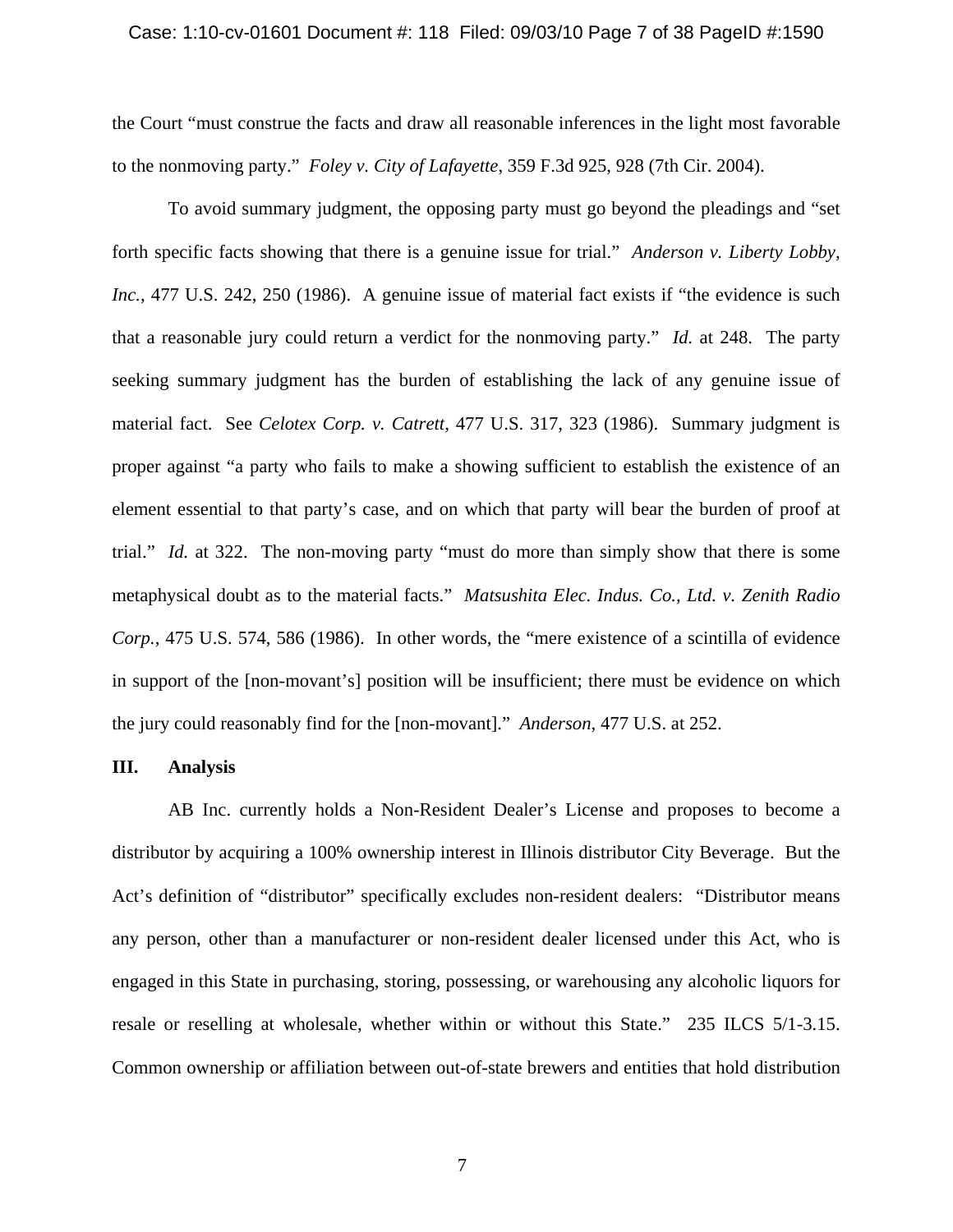the Court "must construe the facts and draw all reasonable inferences in the light most favorable to the nonmoving party." *Foley v. City of Lafayette*, 359 F.3d 925, 928 (7th Cir. 2004).

To avoid summary judgment, the opposing party must go beyond the pleadings and "set forth specific facts showing that there is a genuine issue for trial." *Anderson v. Liberty Lobby, Inc.*, 477 U.S. 242, 250 (1986). A genuine issue of material fact exists if "the evidence is such that a reasonable jury could return a verdict for the nonmoving party." *Id.* at 248. The party seeking summary judgment has the burden of establishing the lack of any genuine issue of material fact. See *Celotex Corp. v. Catrett*, 477 U.S. 317, 323 (1986). Summary judgment is proper against "a party who fails to make a showing sufficient to establish the existence of an element essential to that party's case, and on which that party will bear the burden of proof at trial." *Id.* at 322. The non-moving party "must do more than simply show that there is some metaphysical doubt as to the material facts." *Matsushita Elec. Indus. Co., Ltd. v. Zenith Radio Corp.*, 475 U.S. 574, 586 (1986). In other words, the "mere existence of a scintilla of evidence in support of the [non-movant's] position will be insufficient; there must be evidence on which the jury could reasonably find for the [non-movant]." *Anderson*, 477 U.S. at 252.

## III. Analysis

AB Inc. currently holds a Non-Resident Dealer's License and proposes to become a distributor by acquiring a 100% ownership interest in Illinois distributor City Beverage. But the Act's definition of "distributor" specifically excludes non-resident dealers: "Distributor means any person, other than a manufacturer or non-resident dealer licensed under this Act, who is engaged in this State in purchasing, storing, possessing, or warehousing any alcoholic liquors for resale or reselling at wholesale, whether within or without this State." 235 ILCS 5/1-3.15. Common ownership or affiliation between out-of-state brewers and entities that hold distribution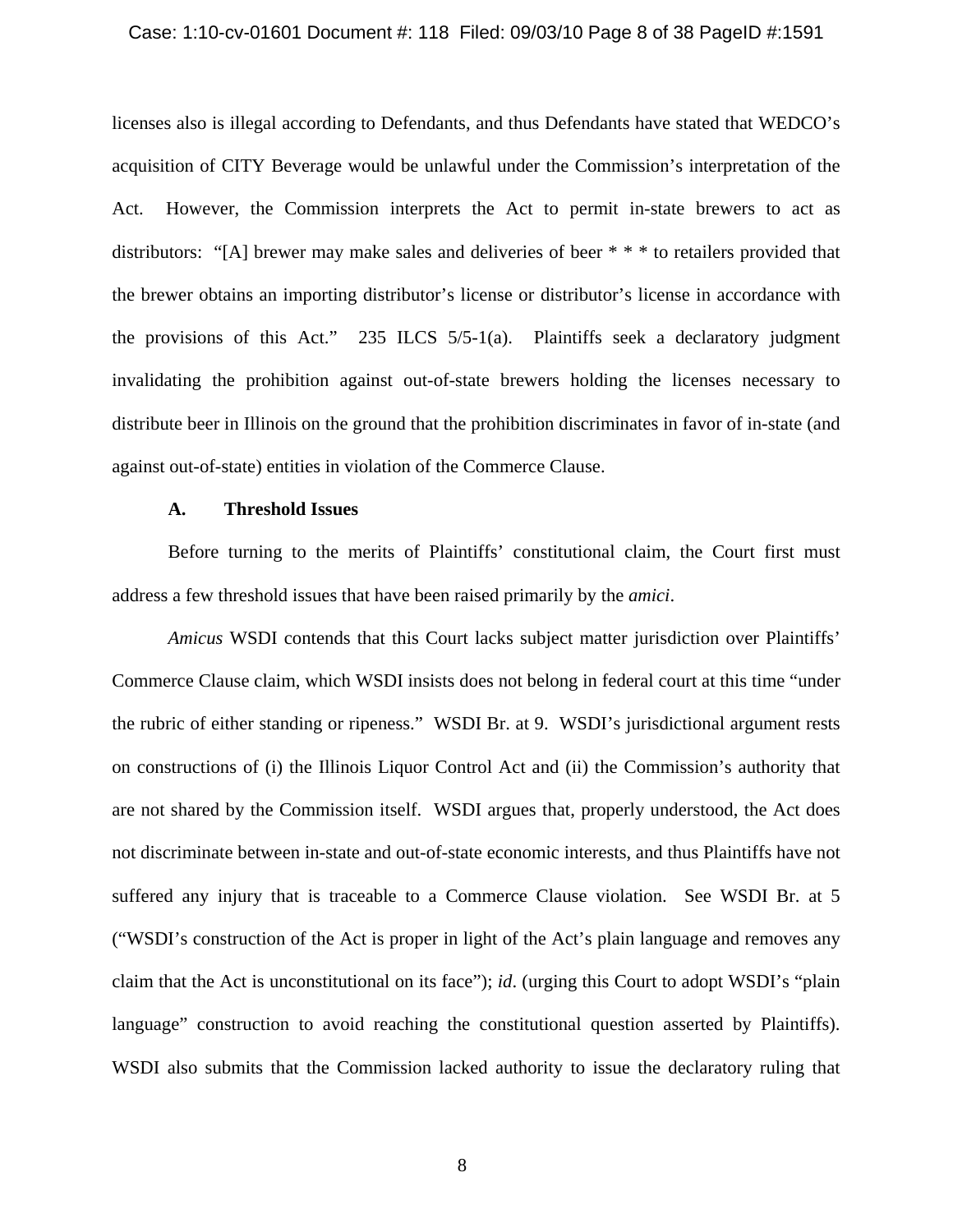licenses also is illegal according to Defendants, and thus Defendants have stated that WEDCO's acquisition of CITY Beverage would be unlawful under the Commission's interpretation of the Act. However, the Commission interprets the Act to permit in-state brewers to act as distributors: "[A] brewer may make sales and deliveries of beer * * * to retailers provided that the brewer obtains an importing distributor's license or distributor's license in accordance with the provisions of this Act." 235 ILCS 5/5-1(a). Plaintiffs seek a declaratory judgment invalidating the prohibition against out-of-state brewers holding the licenses necessary to distribute beer in Illinois on the ground that the prohibition discriminates in favor of in-state (and against out-of-state) entities in violation of the Commerce Clause.

### A. Threshold Issues

Before turning to the merits of Plaintiffs' constitutional claim, the Court first must address a few threshold issues that have been raised primarily by the *amici*.

*Amicus* WSDI contends that this Court lacks subject matter jurisdiction over Plaintiffs' Commerce Clause claim, which WSDI insists does not belong in federal court at this time "under the rubric of either standing or ripeness." WSDI Br. at 9. WSDI's jurisdictional argument rests on constructions of (i) the Illinois Liquor Control Act and (ii) the Commission's authority that are not shared by the Commission itself. WSDI argues that, properly understood, the Act does not discriminate between in-state and out-of-state economic interests, and thus Plaintiffs have not suffered any injury that is traceable to a Commerce Clause violation. See WSDI Br. at 5 ("WSDI's construction of the Act is proper in light of the Act's plain language and removes any claim that the Act is unconstitutional on its face"); *id*. (urging this Court to adopt WSDI's "plain language" construction to avoid reaching the constitutional question asserted by Plaintiffs). WSDI also submits that the Commission lacked authority to issue the declaratory ruling that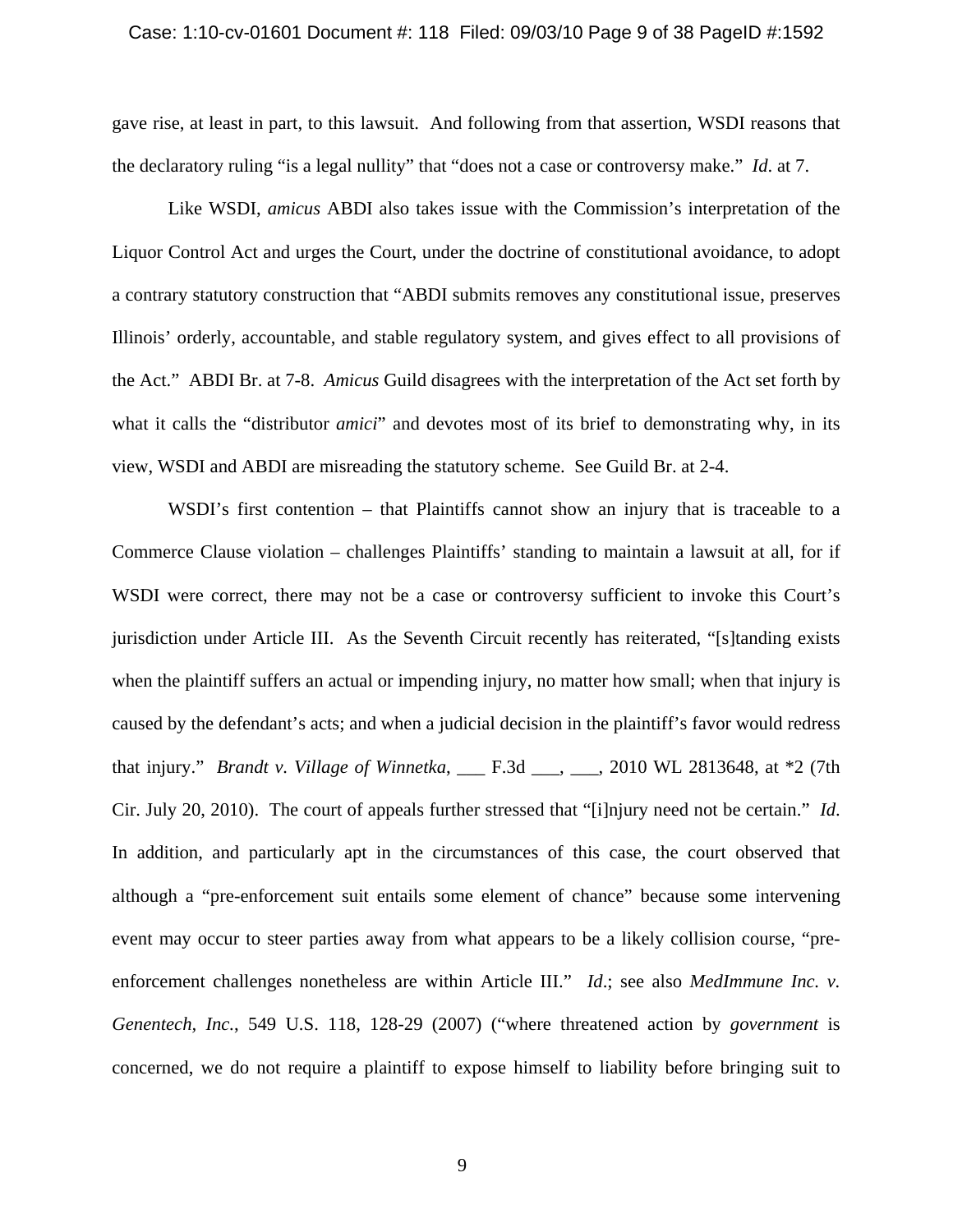gave rise, at least in part, to this lawsuit. And following from that assertion, WSDI reasons that the declaratory ruling "is a legal nullity" that "does not a case or controversy make." *Id*. at 7.

Like WSDI, *amicus* ABDI also takes issue with the Commission's interpretation of the Liquor Control Act and urges the Court, under the doctrine of constitutional avoidance, to adopt a contrary statutory construction that "ABDI submits removes any constitutional issue, preserves Illinois' orderly, accountable, and stable regulatory system, and gives effect to all provisions of the Act." ABDI Br. at 7-8. *Amicus* Guild disagrees with the interpretation of the Act set forth by what it calls the "distributor *amici*" and devotes most of its brief to demonstrating why, in its view, WSDI and ABDI are misreading the statutory scheme. See Guild Br. at 2-4.

WSDI's first contention – that Plaintiffs cannot show an injury that is traceable to a Commerce Clause violation – challenges Plaintiffs' standing to maintain a lawsuit at all, for if WSDI were correct, there may not be a case or controversy sufficient to invoke this Court's jurisdiction under Article III. As the Seventh Circuit recently has reiterated, "[s]tanding exists when the plaintiff suffers an actual or impending injury, no matter how small; when that injury is caused by the defendant's acts; and when a judicial decision in the plaintiff's favor would redress that injury." *Brandt v. Village of Winnetka*, ___ F.3d ___, ___, 2010 WL 2813648, at *2 (7th Cir. July 20, 2010). The court of appeals further stressed that "[i]njury need not be certain." *Id*. In addition, and particularly apt in the circumstances of this case, the court observed that although a "pre-enforcement suit entails some element of chance" because some intervening event may occur to steer parties away from what appears to be a likely collision course, "pre-enforcement challenges nonetheless are within Article III." *Id*.; see also *MedImmune Inc. v. Genentech, Inc.*, 549 U.S. 118, 128-29 (2007) ("where threatened action by *government* is concerned, we do not require a plaintiff to expose himself to liability before bringing suit to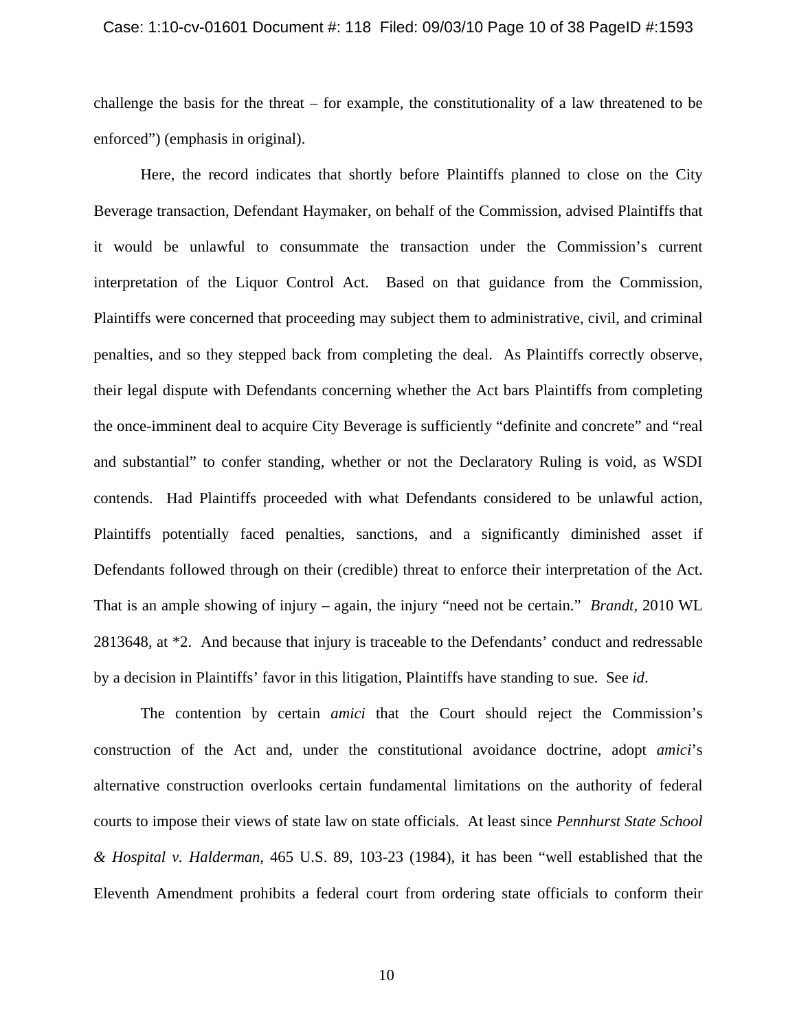challenge the basis for the threat – for example, the constitutionality of a law threatened to be enforced") (emphasis in original).

Here, the record indicates that shortly before Plaintiffs planned to close on the City Beverage transaction, Defendant Haymaker, on behalf of the Commission, advised Plaintiffs that it would be unlawful to consummate the transaction under the Commission's current interpretation of the Liquor Control Act. Based on that guidance from the Commission, Plaintiffs were concerned that proceeding may subject them to administrative, civil, and criminal penalties, and so they stepped back from completing the deal. As Plaintiffs correctly observe, their legal dispute with Defendants concerning whether the Act bars Plaintiffs from completing the once-imminent deal to acquire City Beverage is sufficiently "definite and concrete" and "real and substantial" to confer standing, whether or not the Declaratory Ruling is void, as WSDI contends. Had Plaintiffs proceeded with what Defendants considered to be unlawful action, Plaintiffs potentially faced penalties, sanctions, and a significantly diminished asset if Defendants followed through on their (credible) threat to enforce their interpretation of the Act. That is an ample showing of injury – again, the injury "need not be certain." *Brandt*, 2010 WL 2813648, at *2. And because that injury is traceable to the Defendants' conduct and redressable by a decision in Plaintiffs' favor in this litigation, Plaintiffs have standing to sue. See *id*.

The contention by certain *amici* that the Court should reject the Commission's construction of the Act and, under the constitutional avoidance doctrine, adopt *amici*'s alternative construction overlooks certain fundamental limitations on the authority of federal courts to impose their views of state law on state officials. At least since *Pennhurst State School & Hospital v. Halderman*, 465 U.S. 89, 103-23 (1984), it has been "well established that the Eleventh Amendment prohibits a federal court from ordering state officials to conform their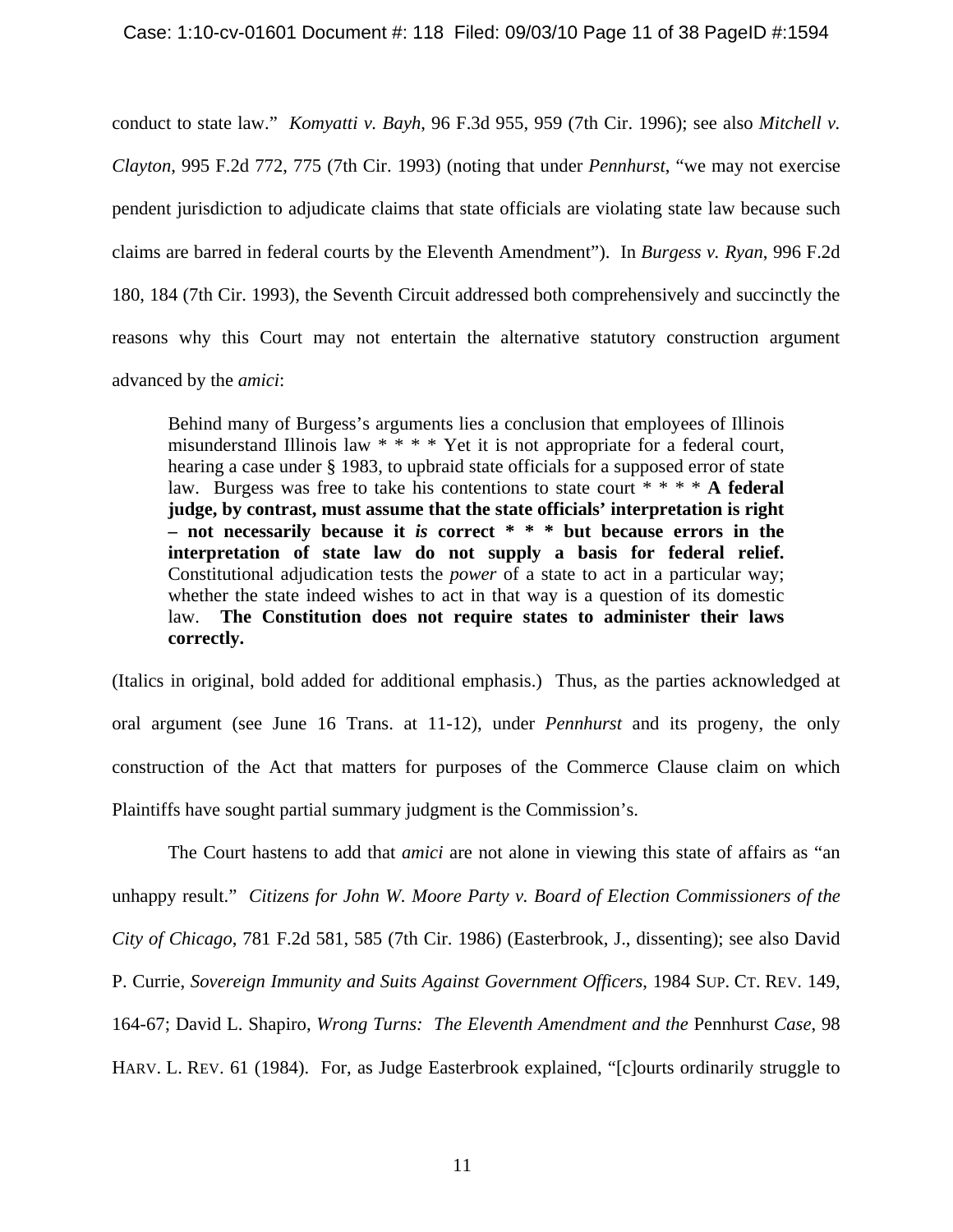conduct to state law." *Komyatti v. Bayh*, 96 F.3d 955, 959 (7th Cir. 1996); see also *Mitchell v. Clayton*, 995 F.2d 772, 775 (7th Cir. 1993) (noting that under *Pennhurst*, "we may not exercise pendent jurisdiction to adjudicate claims that state officials are violating state law because such claims are barred in federal courts by the Eleventh Amendment"). In *Burgess v. Ryan*, 996 F.2d 180, 184 (7th Cir. 1993), the Seventh Circuit addressed both comprehensively and succinctly the reasons why this Court may not entertain the alternative statutory construction argument advanced by the *amici*:

> Behind many of Burgess's arguments lies a conclusion that employees of Illinois misunderstand Illinois law * * * * Yet it is not appropriate for a federal court, hearing a case under § 1983, to upbraid state officials for a supposed error of state law. Burgess was free to take his contentions to state court * * * * **A federal judge, by contrast, must assume that the state officials' interpretation is right – not necessarily because it *is* correct * * * but because errors in the interpretation of state law do not supply a basis for federal relief.** Constitutional adjudication tests the *power* of a state to act in a particular way; whether the state indeed wishes to act in that way is a question of its domestic law. **The Constitution does not require states to administer their laws correctly.**

(Italics in original, bold added for additional emphasis.) Thus, as the parties acknowledged at oral argument (see June 16 Trans. at 11-12), under *Pennhurst* and its progeny, the only construction of the Act that matters for purposes of the Commerce Clause claim on which Plaintiffs have sought partial summary judgment is the Commission's.

The Court hastens to add that *amici* are not alone in viewing this state of affairs as "an unhappy result." *Citizens for John W. Moore Party v. Board of Election Commissioners of the City of Chicago*, 781 F.2d 581, 585 (7th Cir. 1986) (Easterbrook, J., dissenting); see also David P. Currie, *Sovereign Immunity and Suits Against Government Officers*, 1984 SUP. CT. REV. 149, 164-67; David L. Shapiro, *Wrong Turns: The Eleventh Amendment and the* Pennhurst *Case*, 98 HARV. L. REV. 61 (1984). For, as Judge Easterbrook explained, "[c]ourts ordinarily struggle to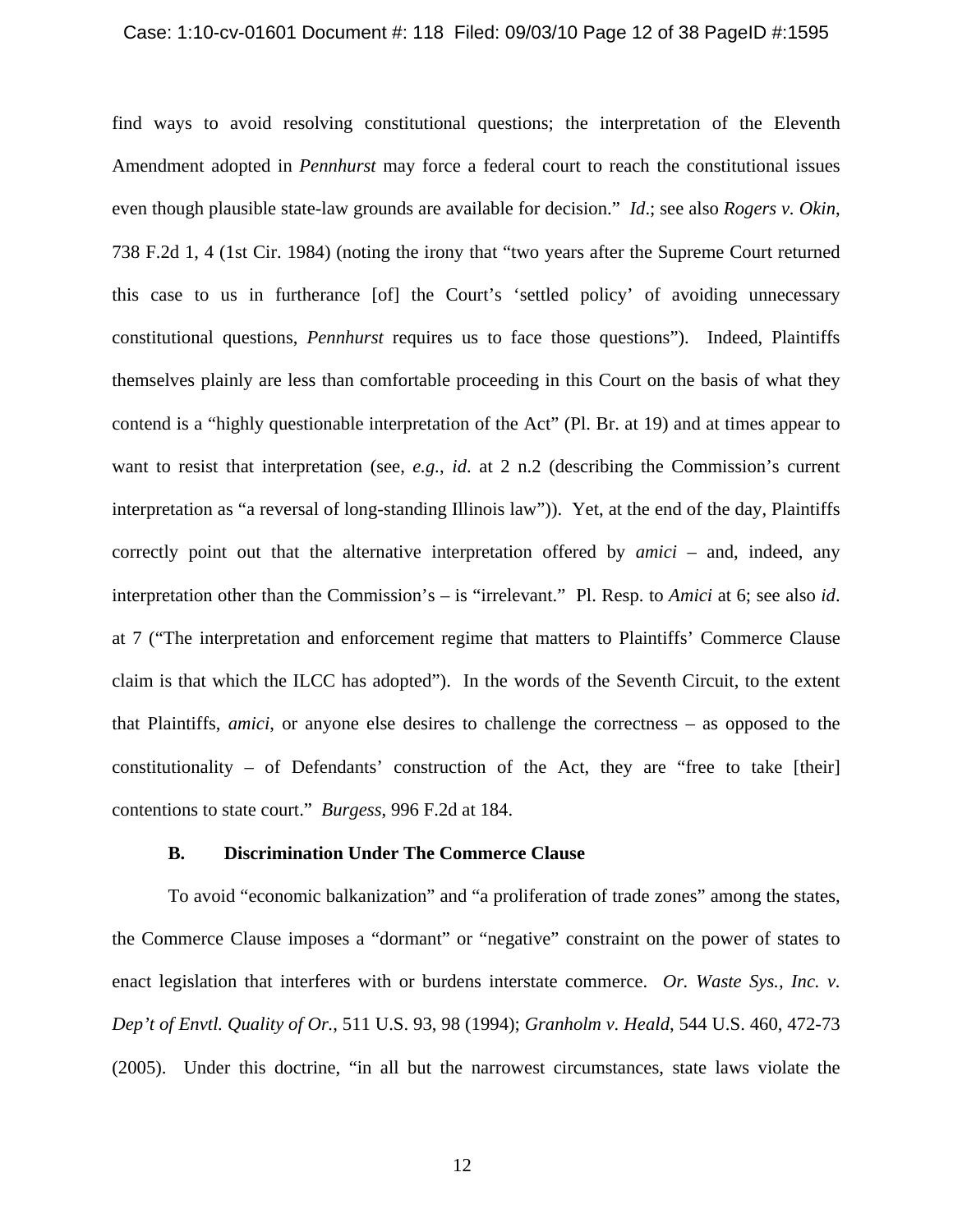find ways to avoid resolving constitutional questions; the interpretation of the Eleventh Amendment adopted in *Pennhurst* may force a federal court to reach the constitutional issues even though plausible state-law grounds are available for decision." *Id*.; see also *Rogers v. Okin*, 738 F.2d 1, 4 (1st Cir. 1984) (noting the irony that "two years after the Supreme Court returned this case to us in furtherance [of] the Court's 'settled policy' of avoiding unnecessary constitutional questions, *Pennhurst* requires us to face those questions"). Indeed, Plaintiffs themselves plainly are less than comfortable proceeding in this Court on the basis of what they contend is a "highly questionable interpretation of the Act" (Pl. Br. at 19) and at times appear to want to resist that interpretation (see, *e.g.*, *id*. at 2 n.2 (describing the Commission's current interpretation as "a reversal of long-standing Illinois law")). Yet, at the end of the day, Plaintiffs correctly point out that the alternative interpretation offered by *amici* – and, indeed, any interpretation other than the Commission's – is "irrelevant." Pl. Resp. to *Amici* at 6; see also *id*. at 7 ("The interpretation and enforcement regime that matters to Plaintiffs' Commerce Clause claim is that which the ILCC has adopted"). In the words of the Seventh Circuit, to the extent that Plaintiffs, *amici*, or anyone else desires to challenge the correctness – as opposed to the constitutionality – of Defendants' construction of the Act, they are "free to take [their] contentions to state court." *Burgess*, 996 F.2d at 184.

**B. Discrimination Under The Commerce Clause**

To avoid "economic balkanization" and "a proliferation of trade zones" among the states, the Commerce Clause imposes a "dormant" or "negative" constraint on the power of states to enact legislation that interferes with or burdens interstate commerce. *Or. Waste Sys., Inc. v. Dep't of Envtl. Quality of Or.*, 511 U.S. 93, 98 (1994); *Granholm v. Heald*, 544 U.S. 460, 472-73 (2005). Under this doctrine, "in all but the narrowest circumstances, state laws violate the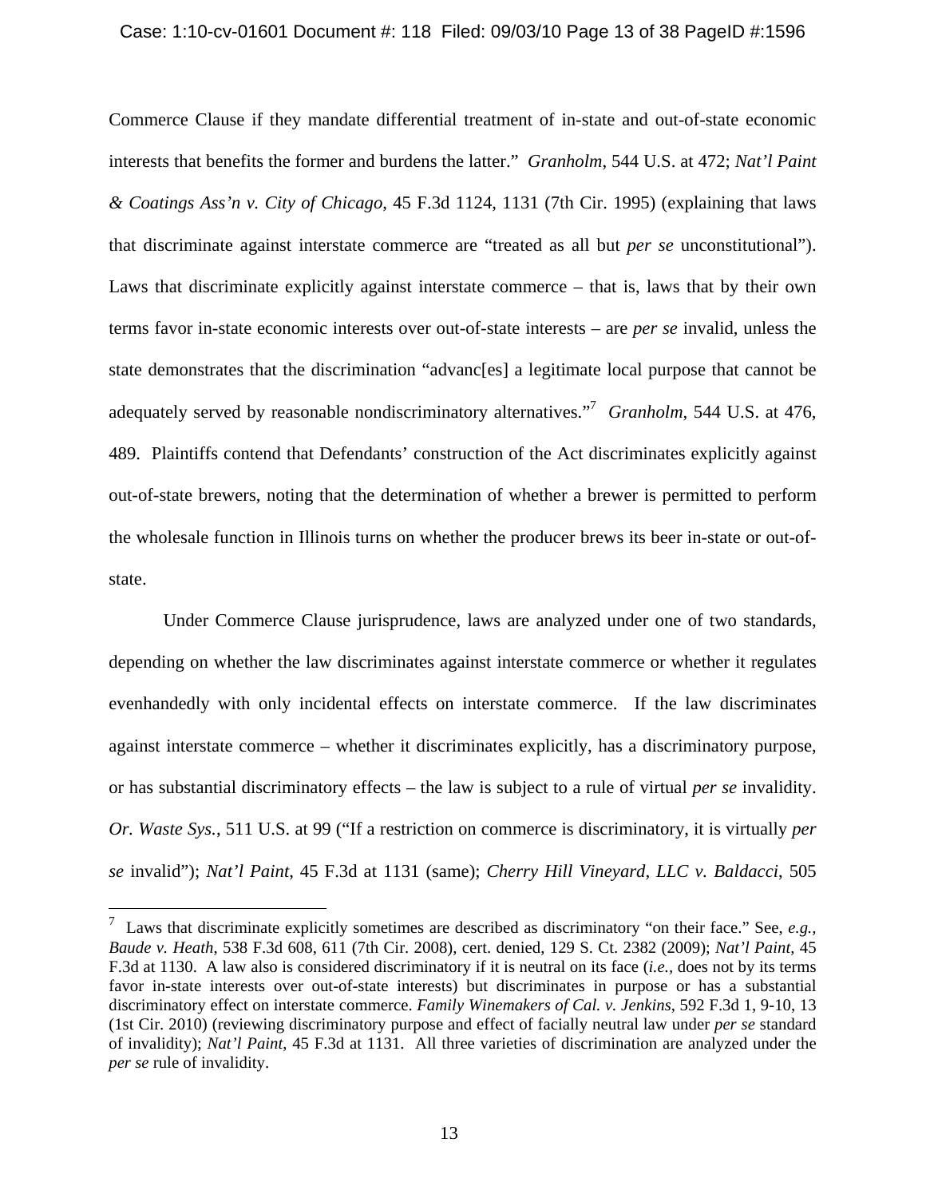Commerce Clause if they mandate differential treatment of in-state and out-of-state economic interests that benefits the former and burdens the latter." *Granholm*, 544 U.S. at 472; *Nat'l Paint & Coatings Ass'n v. City of Chicago*, 45 F.3d 1124, 1131 (7th Cir. 1995) (explaining that laws that discriminate against interstate commerce are "treated as all but *per se* unconstitutional"). Laws that discriminate explicitly against interstate commerce – that is, laws that by their own terms favor in-state economic interests over out-of-state interests – are *per se* invalid, unless the state demonstrates that the discrimination "advanc[es] a legitimate local purpose that cannot be adequately served by reasonable nondiscriminatory alternatives."[7] *Granholm*, 544 U.S. at 476, 489. Plaintiffs contend that Defendants' construction of the Act discriminates explicitly against out-of-state brewers, noting that the determination of whether a brewer is permitted to perform the wholesale function in Illinois turns on whether the producer brews its beer in-state or out-of-state.

Under Commerce Clause jurisprudence, laws are analyzed under one of two standards, depending on whether the law discriminates against interstate commerce or whether it regulates evenhandedly with only incidental effects on interstate commerce. If the law discriminates against interstate commerce – whether it discriminates explicitly, has a discriminatory purpose, or has substantial discriminatory effects – the law is subject to a rule of virtual *per se* invalidity. *Or. Waste Sys.*, 511 U.S. at 99 ("If a restriction on commerce is discriminatory, it is virtually *per se* invalid"); *Nat'l Paint*, 45 F.3d at 1131 (same); *Cherry Hill Vineyard, LLC v. Baldacci*, 505

---

[7] Laws that discriminate explicitly sometimes are described as discriminatory "on their face." See, *e.g., Baude v. Heath*, 538 F.3d 608, 611 (7th Cir. 2008), cert. denied, 129 S. Ct. 2382 (2009); *Nat'l Paint*, 45 F.3d at 1130. A law also is considered discriminatory if it is neutral on its face (*i.e.*, does not by its terms favor in-state interests over out-of-state interests) but discriminates in purpose or has a substantial discriminatory effect on interstate commerce. *Family Winemakers of Cal. v. Jenkins*, 592 F.3d 1, 9-10, 13 (1st Cir. 2010) (reviewing discriminatory purpose and effect of facially neutral law under *per se* standard of invalidity); *Nat'l Paint*, 45 F.3d at 1131. All three varieties of discrimination are analyzed under the *per se* rule of invalidity.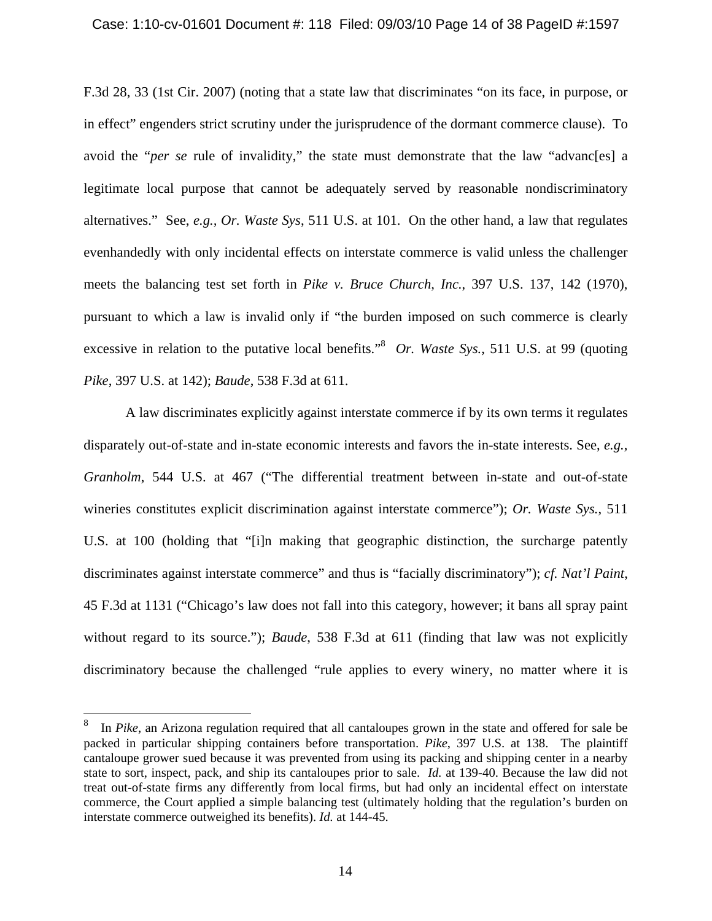F.3d 28, 33 (1st Cir. 2007) (noting that a state law that discriminates "on its face, in purpose, or in effect" engenders strict scrutiny under the jurisprudence of the dormant commerce clause). To avoid the "*per se* rule of invalidity," the state must demonstrate that the law "advanc[es] a legitimate local purpose that cannot be adequately served by reasonable nondiscriminatory alternatives." See, *e.g.*, *Or. Waste Sys*, 511 U.S. at 101. On the other hand, a law that regulates evenhandedly with only incidental effects on interstate commerce is valid unless the challenger meets the balancing test set forth in *Pike v. Bruce Church, Inc.*, 397 U.S. 137, 142 (1970), pursuant to which a law is invalid only if "the burden imposed on such commerce is clearly excessive in relation to the putative local benefits."[8] *Or. Waste Sys.*, 511 U.S. at 99 (quoting *Pike*, 397 U.S. at 142); *Baude*, 538 F.3d at 611.

A law discriminates explicitly against interstate commerce if by its own terms it regulates disparately out-of-state and in-state economic interests and favors the in-state interests. See, *e.g.*, *Granholm*, 544 U.S. at 467 ("The differential treatment between in-state and out-of-state wineries constitutes explicit discrimination against interstate commerce"); *Or. Waste Sys.*, 511 U.S. at 100 (holding that "[i]n making that geographic distinction, the surcharge patently discriminates against interstate commerce" and thus is "facially discriminatory"); *cf. Nat'l Paint*, 45 F.3d at 1131 ("Chicago's law does not fall into this category, however; it bans all spray paint without regard to its source."); *Baude*, 538 F.3d at 611 (finding that law was not explicitly discriminatory because the challenged "rule applies to every winery, no matter where it is

---

[8] In *Pike*, an Arizona regulation required that all cantaloupes grown in the state and offered for sale be packed in particular shipping containers before transportation. *Pike*, 397 U.S. at 138. The plaintiff cantaloupe grower sued because it was prevented from using its packing and shipping center in a nearby state to sort, inspect, pack, and ship its cantaloupes prior to sale. *Id.* at 139-40. Because the law did not treat out-of-state firms any differently from local firms, but had only an incidental effect on interstate commerce, the Court applied a simple balancing test (ultimately holding that the regulation's burden on interstate commerce outweighed its benefits). *Id.* at 144-45.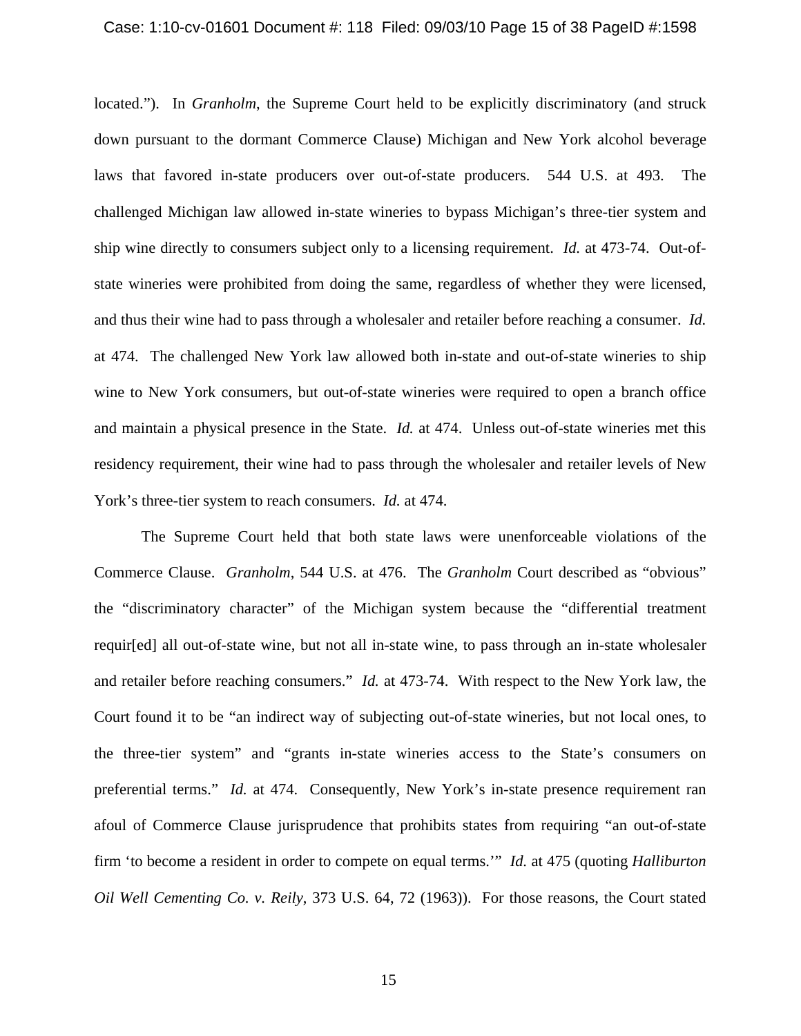located."). In *Granholm*, the Supreme Court held to be explicitly discriminatory (and struck down pursuant to the dormant Commerce Clause) Michigan and New York alcohol beverage laws that favored in-state producers over out-of-state producers. 544 U.S. at 493. The challenged Michigan law allowed in-state wineries to bypass Michigan's three-tier system and ship wine directly to consumers subject only to a licensing requirement. *Id.* at 473-74. Out-of-state wineries were prohibited from doing the same, regardless of whether they were licensed, and thus their wine had to pass through a wholesaler and retailer before reaching a consumer. *Id.* at 474. The challenged New York law allowed both in-state and out-of-state wineries to ship wine to New York consumers, but out-of-state wineries were required to open a branch office and maintain a physical presence in the State. *Id.* at 474. Unless out-of-state wineries met this residency requirement, their wine had to pass through the wholesaler and retailer levels of New York's three-tier system to reach consumers. *Id.* at 474.

The Supreme Court held that both state laws were unenforceable violations of the Commerce Clause. *Granholm*, 544 U.S. at 476. The *Granholm* Court described as "obvious" the "discriminatory character" of the Michigan system because the "differential treatment requir[ed] all out-of-state wine, but not all in-state wine, to pass through an in-state wholesaler and retailer before reaching consumers." *Id.* at 473-74. With respect to the New York law, the Court found it to be "an indirect way of subjecting out-of-state wineries, but not local ones, to the three-tier system" and "grants in-state wineries access to the State's consumers on preferential terms." *Id.* at 474. Consequently, New York's in-state presence requirement ran afoul of Commerce Clause jurisprudence that prohibits states from requiring "an out-of-state firm 'to become a resident in order to compete on equal terms.'" *Id.* at 475 (quoting *Halliburton Oil Well Cementing Co. v. Reily*, 373 U.S. 64, 72 (1963)). For those reasons, the Court stated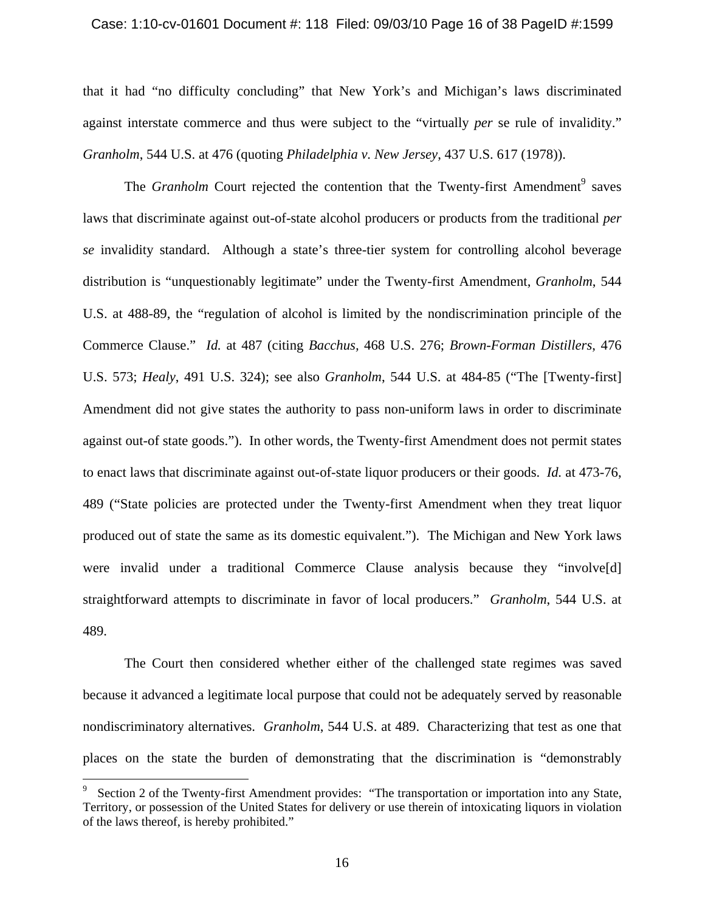that it had "no difficulty concluding" that New York's and Michigan's laws discriminated against interstate commerce and thus were subject to the "virtually *per* se rule of invalidity." *Granholm*, 544 U.S. at 476 (quoting *Philadelphia v. New Jersey*, 437 U.S. 617 (1978)).

The *Granholm* Court rejected the contention that the Twenty-first Amendment[9] saves laws that discriminate against out-of-state alcohol producers or products from the traditional *per se* invalidity standard. Although a state's three-tier system for controlling alcohol beverage distribution is "unquestionably legitimate" under the Twenty-first Amendment, *Granholm*, 544 U.S. at 488-89, the "regulation of alcohol is limited by the nondiscrimination principle of the Commerce Clause." *Id.* at 487 (citing *Bacchus*, 468 U.S. 276; *Brown-Forman Distillers*, 476 U.S. 573; *Healy*, 491 U.S. 324); see also *Granholm*, 544 U.S. at 484-85 ("The [Twenty-first] Amendment did not give states the authority to pass non-uniform laws in order to discriminate against out-of state goods."). In other words, the Twenty-first Amendment does not permit states to enact laws that discriminate against out-of-state liquor producers or their goods. *Id.* at 473-76, 489 ("State policies are protected under the Twenty-first Amendment when they treat liquor produced out of state the same as its domestic equivalent."). The Michigan and New York laws were invalid under a traditional Commerce Clause analysis because they "involve[d] straightforward attempts to discriminate in favor of local producers." *Granholm*, 544 U.S. at 489.

The Court then considered whether either of the challenged state regimes was saved because it advanced a legitimate local purpose that could not be adequately served by reasonable nondiscriminatory alternatives. *Granholm*, 544 U.S. at 489. Characterizing that test as one that places on the state the burden of demonstrating that the discrimination is "demonstrably

---

[9] Section 2 of the Twenty-first Amendment provides: "The transportation or importation into any State, Territory, or possession of the United States for delivery or use therein of intoxicating liquors in violation of the laws thereof, is hereby prohibited."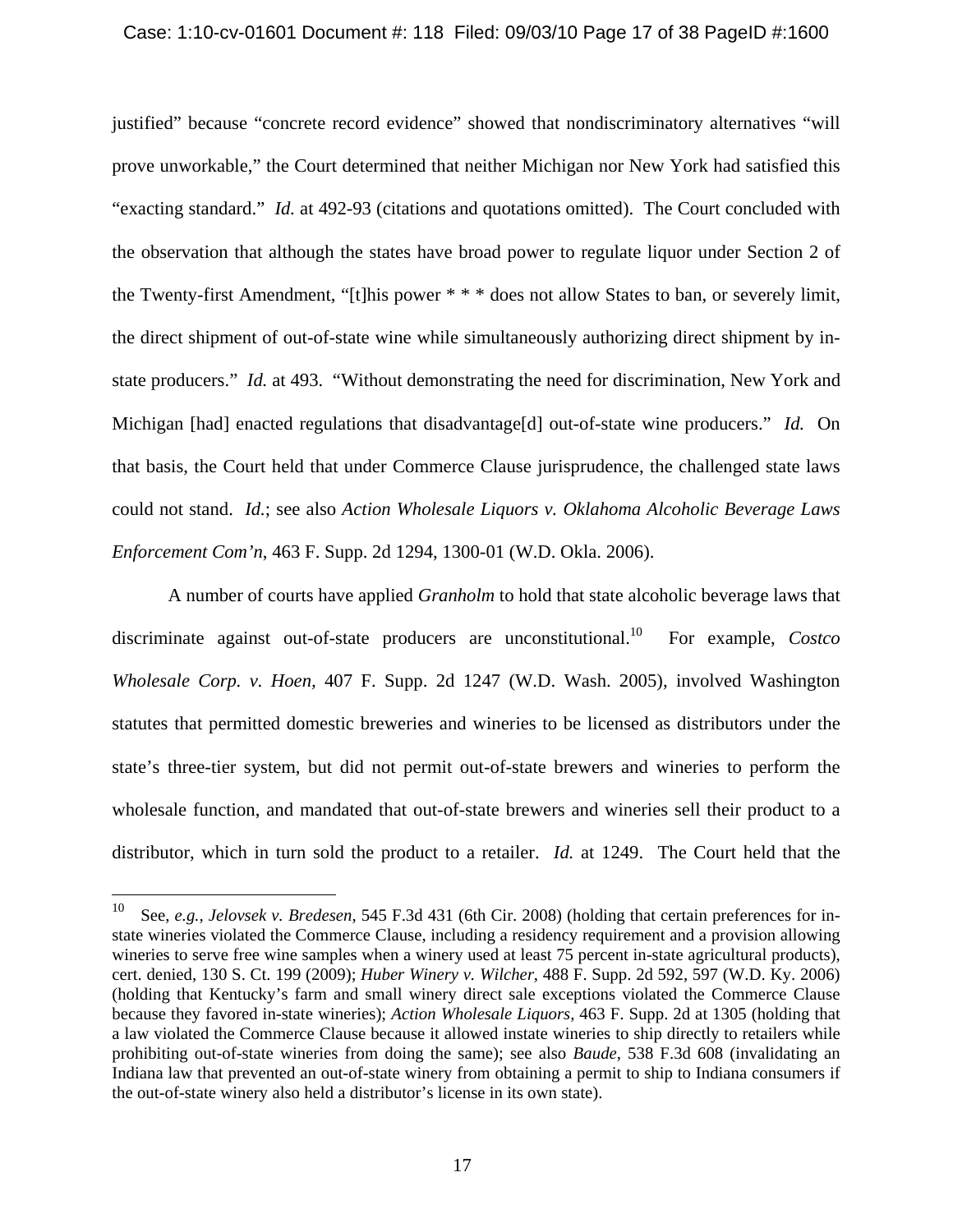justified" because "concrete record evidence" showed that nondiscriminatory alternatives "will prove unworkable," the Court determined that neither Michigan nor New York had satisfied this "exacting standard." *Id.* at 492-93 (citations and quotations omitted). The Court concluded with the observation that although the states have broad power to regulate liquor under Section 2 of the Twenty-first Amendment, "[t]his power * * * does not allow States to ban, or severely limit, the direct shipment of out-of-state wine while simultaneously authorizing direct shipment by in-state producers." *Id.* at 493. "Without demonstrating the need for discrimination, New York and Michigan [had] enacted regulations that disadvantage[d] out-of-state wine producers." *Id.* On that basis, the Court held that under Commerce Clause jurisprudence, the challenged state laws could not stand. *Id.*; see also *Action Wholesale Liquors v. Oklahoma Alcoholic Beverage Laws Enforcement Com'n*, 463 F. Supp. 2d 1294, 1300-01 (W.D. Okla. 2006).

A number of courts have applied *Granholm* to hold that state alcoholic beverage laws that discriminate against out-of-state producers are unconstitutional.[10] For example, *Costco Wholesale Corp. v. Hoen,* 407 F. Supp. 2d 1247 (W.D. Wash. 2005), involved Washington statutes that permitted domestic breweries and wineries to be licensed as distributors under the state's three-tier system, but did not permit out-of-state brewers and wineries to perform the wholesale function, and mandated that out-of-state brewers and wineries sell their product to a distributor, which in turn sold the product to a retailer. *Id.* at 1249. The Court held that the

---

[10] See, *e.g.*, *Jelovsek v. Bredesen*, 545 F.3d 431 (6th Cir. 2008) (holding that certain preferences for in-state wineries violated the Commerce Clause, including a residency requirement and a provision allowing wineries to serve free wine samples when a winery used at least 75 percent in-state agricultural products), cert. denied, 130 S. Ct. 199 (2009); *Huber Winery v. Wilcher*, 488 F. Supp. 2d 592, 597 (W.D. Ky. 2006) (holding that Kentucky's farm and small winery direct sale exceptions violated the Commerce Clause because they favored in-state wineries); *Action Wholesale Liquors*, 463 F. Supp. 2d at 1305 (holding that a law violated the Commerce Clause because it allowed instate wineries to ship directly to retailers while prohibiting out-of-state wineries from doing the same); see also *Baude*, 538 F.3d 608 (invalidating an Indiana law that prevented an out-of-state winery from obtaining a permit to ship to Indiana consumers if the out-of-state winery also held a distributor's license in its own state).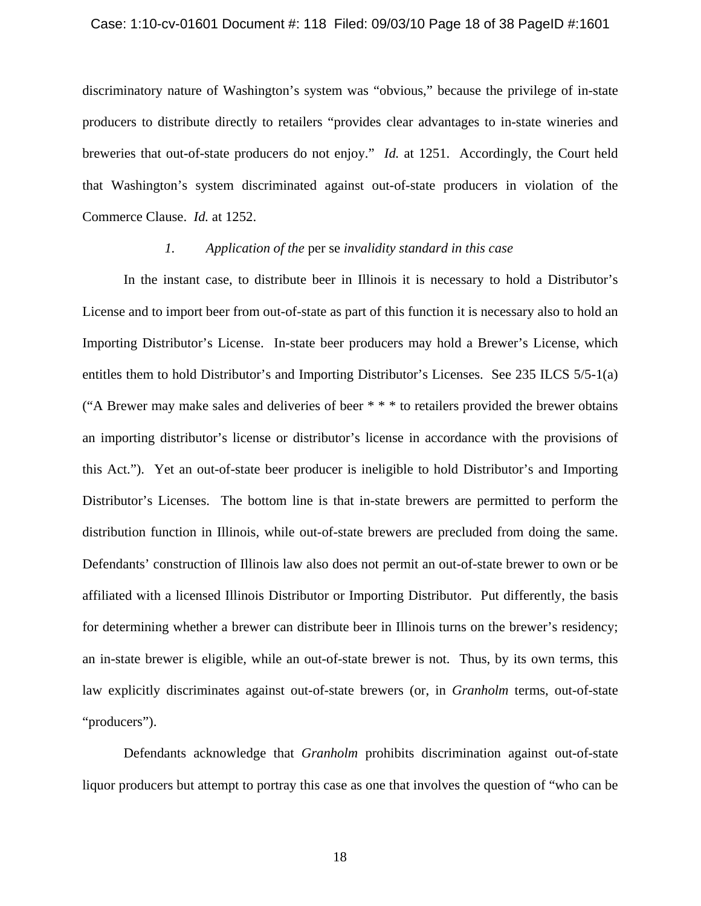discriminatory nature of Washington's system was "obvious," because the privilege of in-state producers to distribute directly to retailers "provides clear advantages to in-state wineries and breweries that out-of-state producers do not enjoy." *Id.* at 1251. Accordingly, the Court held that Washington's system discriminated against out-of-state producers in violation of the Commerce Clause. *Id.* at 1252.

### *1. Application of the* per se *invalidity standard in this case*

In the instant case, to distribute beer in Illinois it is necessary to hold a Distributor's License and to import beer from out-of-state as part of this function it is necessary also to hold an Importing Distributor's License. In-state beer producers may hold a Brewer's License, which entitles them to hold Distributor's and Importing Distributor's Licenses. See 235 ILCS 5/5-1(a) ("A Brewer may make sales and deliveries of beer * * * to retailers provided the brewer obtains an importing distributor's license or distributor's license in accordance with the provisions of this Act."). Yet an out-of-state beer producer is ineligible to hold Distributor's and Importing Distributor's Licenses. The bottom line is that in-state brewers are permitted to perform the distribution function in Illinois, while out-of-state brewers are precluded from doing the same. Defendants' construction of Illinois law also does not permit an out-of-state brewer to own or be affiliated with a licensed Illinois Distributor or Importing Distributor. Put differently, the basis for determining whether a brewer can distribute beer in Illinois turns on the brewer's residency; an in-state brewer is eligible, while an out-of-state brewer is not. Thus, by its own terms, this law explicitly discriminates against out-of-state brewers (or, in *Granholm* terms, out-of-state "producers").

Defendants acknowledge that *Granholm* prohibits discrimination against out-of-state liquor producers but attempt to portray this case as one that involves the question of "who can be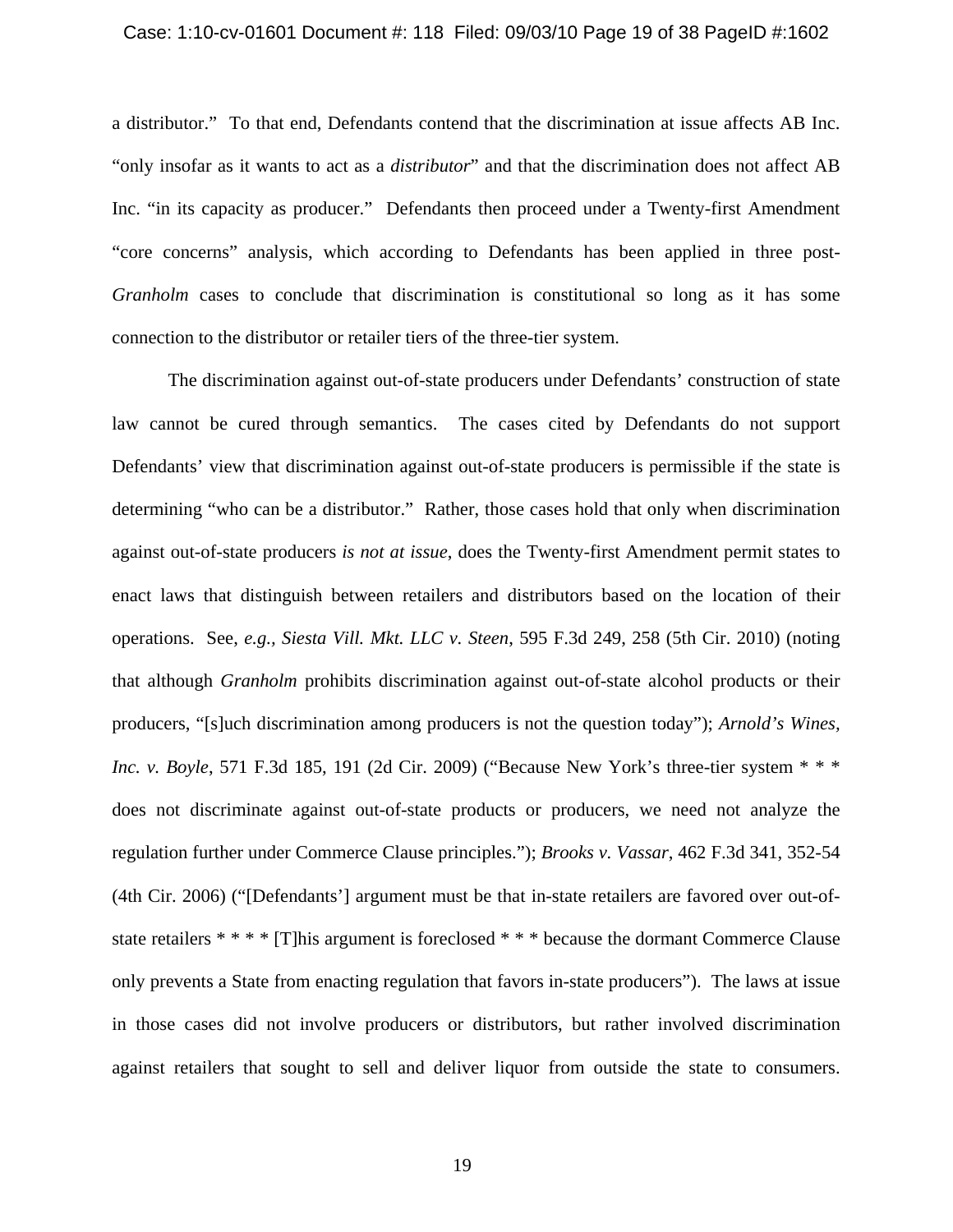a distributor." To that end, Defendants contend that the discrimination at issue affects AB Inc. "only insofar as it wants to act as a *distributor*" and that the discrimination does not affect AB Inc. "in its capacity as producer." Defendants then proceed under a Twenty-first Amendment "core concerns" analysis, which according to Defendants has been applied in three post-*Granholm* cases to conclude that discrimination is constitutional so long as it has some connection to the distributor or retailer tiers of the three-tier system.

The discrimination against out-of-state producers under Defendants' construction of state law cannot be cured through semantics. The cases cited by Defendants do not support Defendants' view that discrimination against out-of-state producers is permissible if the state is determining "who can be a distributor." Rather, those cases hold that only when discrimination against out-of-state producers *is not at issue*, does the Twenty-first Amendment permit states to enact laws that distinguish between retailers and distributors based on the location of their operations. See, *e.g.*, *Siesta Vill. Mkt. LLC v. Steen*, 595 F.3d 249, 258 (5th Cir. 2010) (noting that although *Granholm* prohibits discrimination against out-of-state alcohol products or their producers, "[s]uch discrimination among producers is not the question today"); *Arnold's Wines, Inc. v. Boyle*, 571 F.3d 185, 191 (2d Cir. 2009) ("Because New York's three-tier system * * * does not discriminate against out-of-state products or producers, we need not analyze the regulation further under Commerce Clause principles."); *Brooks v. Vassar*, 462 F.3d 341, 352-54 (4th Cir. 2006) ("[Defendants'] argument must be that in-state retailers are favored over out-of-state retailers * * * * [T]his argument is foreclosed * * * because the dormant Commerce Clause only prevents a State from enacting regulation that favors in-state producers"). The laws at issue in those cases did not involve producers or distributors, but rather involved discrimination against retailers that sought to sell and deliver liquor from outside the state to consumers.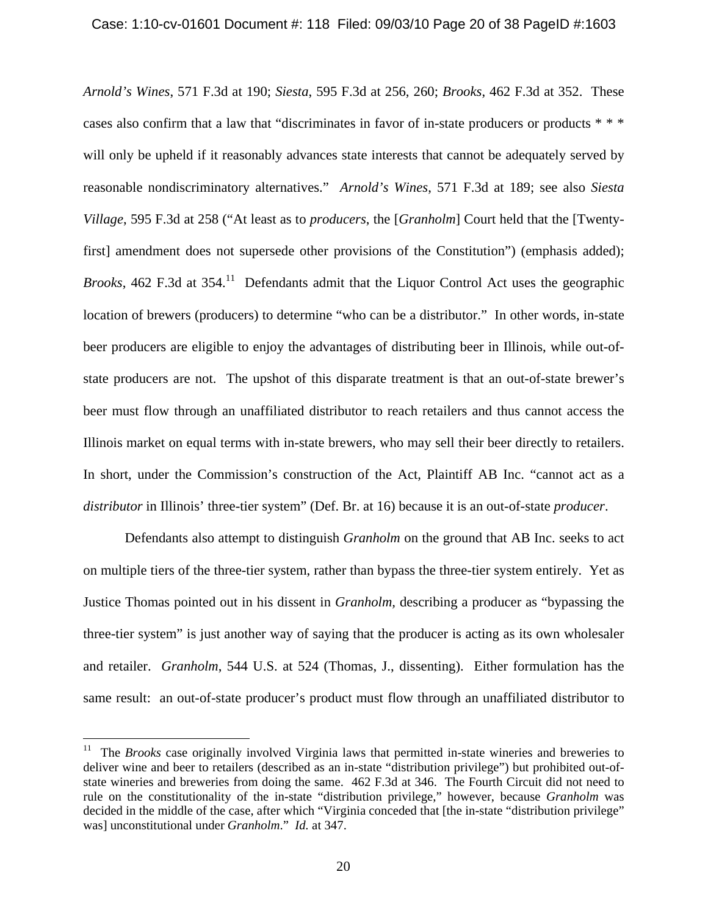*Arnold's Wines*, 571 F.3d at 190; *Siesta*, 595 F.3d at 256, 260; *Brooks*, 462 F.3d at 352. These cases also confirm that a law that "discriminates in favor of in-state producers or products * * * will only be upheld if it reasonably advances state interests that cannot be adequately served by reasonable nondiscriminatory alternatives." *Arnold's Wines*, 571 F.3d at 189; see also *Siesta Village*, 595 F.3d at 258 ("At least as to *producers*, the [*Granholm*] Court held that the [Twenty-first] amendment does not supersede other provisions of the Constitution") (emphasis added); *Brooks*, 462 F.3d at 354.[11] Defendants admit that the Liquor Control Act uses the geographic location of brewers (producers) to determine "who can be a distributor." In other words, in-state beer producers are eligible to enjoy the advantages of distributing beer in Illinois, while out-of-state producers are not. The upshot of this disparate treatment is that an out-of-state brewer's beer must flow through an unaffiliated distributor to reach retailers and thus cannot access the Illinois market on equal terms with in-state brewers, who may sell their beer directly to retailers. In short, under the Commission's construction of the Act, Plaintiff AB Inc. "cannot act as a *distributor* in Illinois' three-tier system" (Def. Br. at 16) because it is an out-of-state *producer*.

Defendants also attempt to distinguish *Granholm* on the ground that AB Inc. seeks to act on multiple tiers of the three-tier system, rather than bypass the three-tier system entirely. Yet as Justice Thomas pointed out in his dissent in *Granholm*, describing a producer as "bypassing the three-tier system" is just another way of saying that the producer is acting as its own wholesaler and retailer. *Granholm*, 544 U.S. at 524 (Thomas, J., dissenting). Either formulation has the same result: an out-of-state producer's product must flow through an unaffiliated distributor to

---

[11] The *Brooks* case originally involved Virginia laws that permitted in-state wineries and breweries to deliver wine and beer to retailers (described as an in-state "distribution privilege") but prohibited out-of-state wineries and breweries from doing the same. 462 F.3d at 346. The Fourth Circuit did not need to rule on the constitutionality of the in-state "distribution privilege," however, because *Granholm* was decided in the middle of the case, after which "Virginia conceded that [the in-state "distribution privilege" was] unconstitutional under *Granholm*." *Id.* at 347.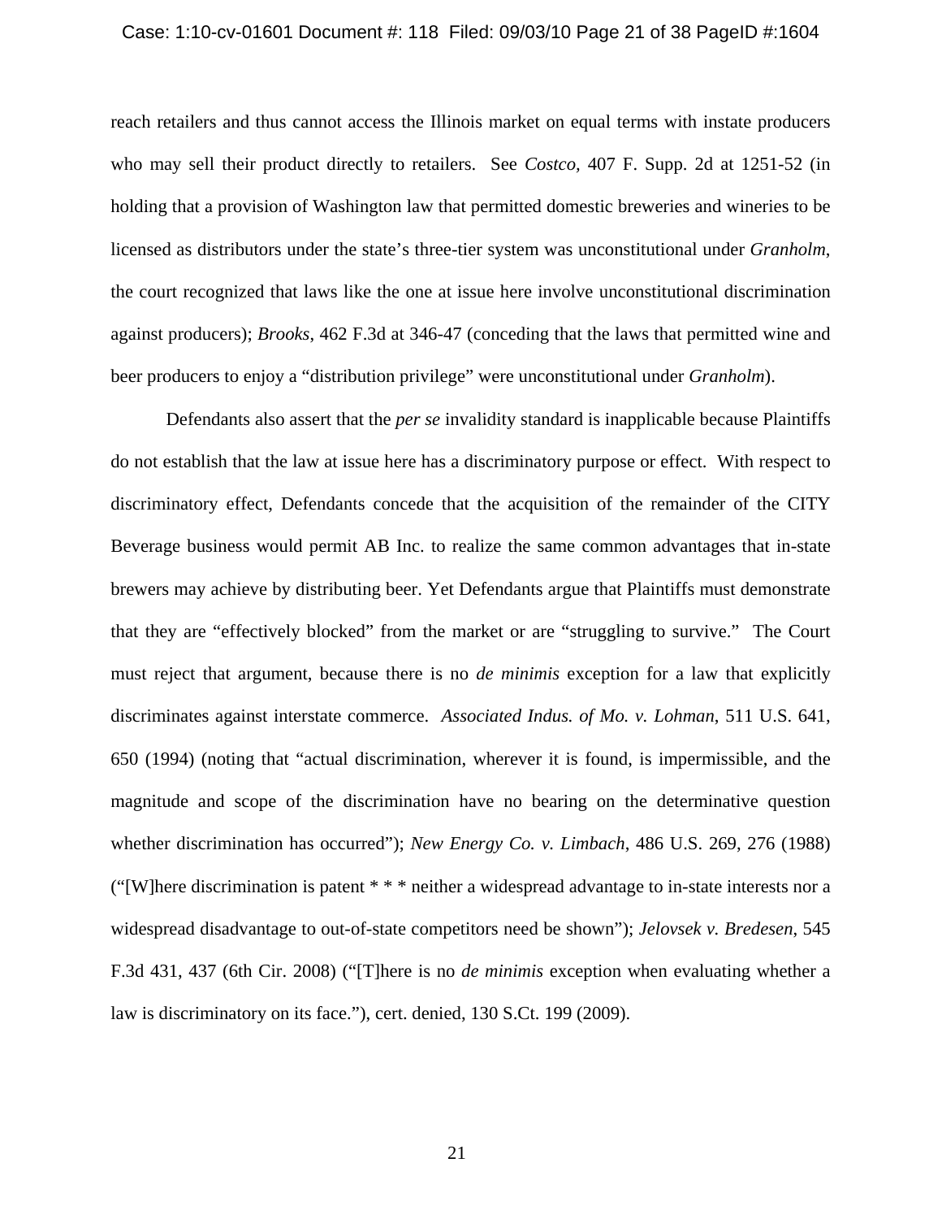reach retailers and thus cannot access the Illinois market on equal terms with instate producers who may sell their product directly to retailers. See *Costco*, 407 F. Supp. 2d at 1251-52 (in holding that a provision of Washington law that permitted domestic breweries and wineries to be licensed as distributors under the state's three-tier system was unconstitutional under *Granholm*, the court recognized that laws like the one at issue here involve unconstitutional discrimination against producers); *Brooks*, 462 F.3d at 346-47 (conceding that the laws that permitted wine and beer producers to enjoy a "distribution privilege" were unconstitutional under *Granholm*).

Defendants also assert that the *per se* invalidity standard is inapplicable because Plaintiffs do not establish that the law at issue here has a discriminatory purpose or effect. With respect to discriminatory effect, Defendants concede that the acquisition of the remainder of the CITY Beverage business would permit AB Inc. to realize the same common advantages that in-state brewers may achieve by distributing beer. Yet Defendants argue that Plaintiffs must demonstrate that they are "effectively blocked" from the market or are "struggling to survive." The Court must reject that argument, because there is no *de minimis* exception for a law that explicitly discriminates against interstate commerce. *Associated Indus. of Mo. v. Lohman*, 511 U.S. 641, 650 (1994) (noting that "actual discrimination, wherever it is found, is impermissible, and the magnitude and scope of the discrimination have no bearing on the determinative question whether discrimination has occurred"); *New Energy Co. v. Limbach*, 486 U.S. 269, 276 (1988) ("[W]here discrimination is patent * * * neither a widespread advantage to in-state interests nor a widespread disadvantage to out-of-state competitors need be shown"); *Jelovsek v. Bredesen*, 545 F.3d 431, 437 (6th Cir. 2008) ("[T]here is no *de minimis* exception when evaluating whether a law is discriminatory on its face."), cert. denied, 130 S.Ct. 199 (2009).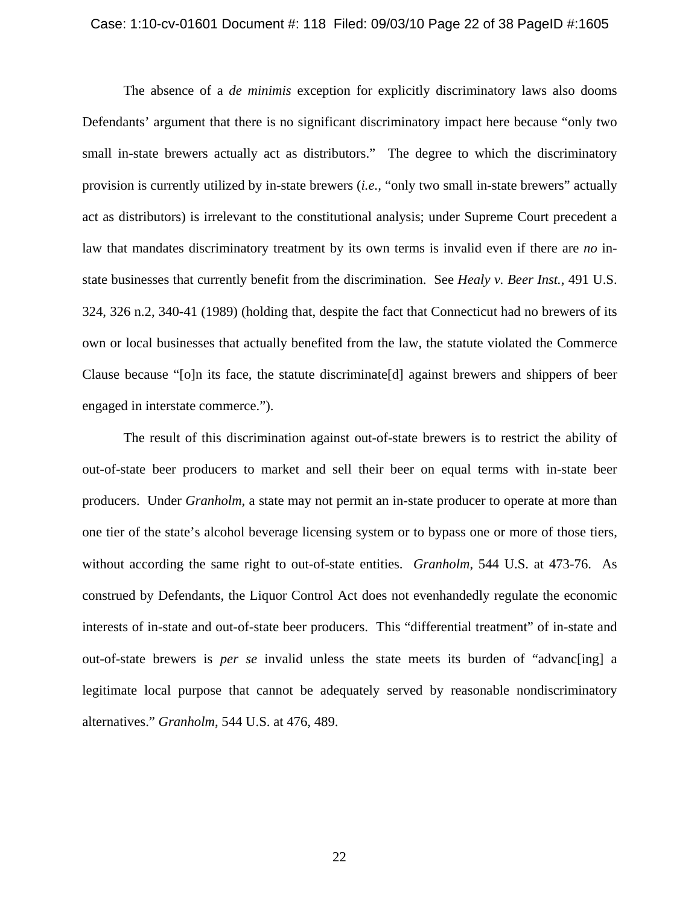The absence of a *de minimis* exception for explicitly discriminatory laws also dooms Defendants' argument that there is no significant discriminatory impact here because "only two small in-state brewers actually act as distributors." The degree to which the discriminatory provision is currently utilized by in-state brewers (*i.e.*, "only two small in-state brewers" actually act as distributors) is irrelevant to the constitutional analysis; under Supreme Court precedent a law that mandates discriminatory treatment by its own terms is invalid even if there are *no* in-state businesses that currently benefit from the discrimination. See *Healy v. Beer Inst.*, 491 U.S. 324, 326 n.2, 340-41 (1989) (holding that, despite the fact that Connecticut had no brewers of its own or local businesses that actually benefited from the law, the statute violated the Commerce Clause because "[o]n its face, the statute discriminate[d] against brewers and shippers of beer engaged in interstate commerce.").

The result of this discrimination against out-of-state brewers is to restrict the ability of out-of-state beer producers to market and sell their beer on equal terms with in-state beer producers. Under *Granholm*, a state may not permit an in-state producer to operate at more than one tier of the state's alcohol beverage licensing system or to bypass one or more of those tiers, without according the same right to out-of-state entities. *Granholm*, 544 U.S. at 473-76. As construed by Defendants, the Liquor Control Act does not evenhandedly regulate the economic interests of in-state and out-of-state beer producers. This "differential treatment" of in-state and out-of-state brewers is *per se* invalid unless the state meets its burden of "advanc[ing] a legitimate local purpose that cannot be adequately served by reasonable nondiscriminatory alternatives." *Granholm*, 544 U.S. at 476, 489.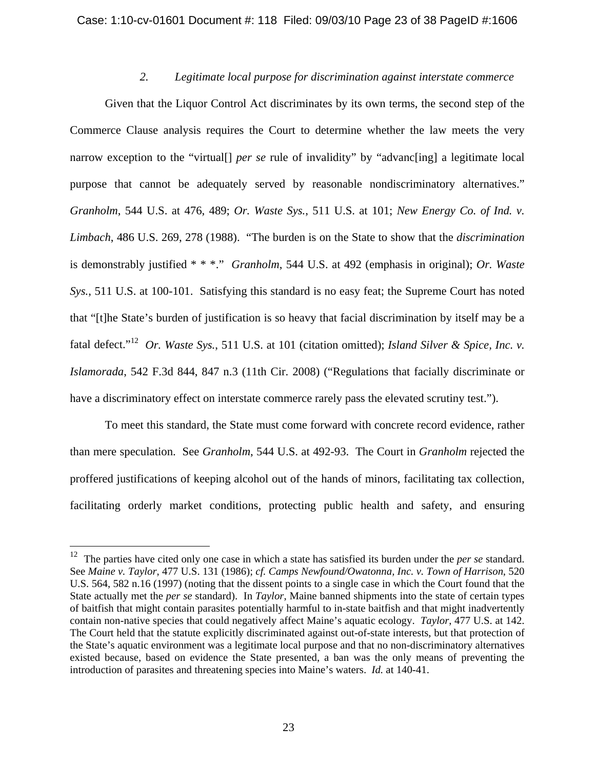### 2. *Legitimate local purpose for discrimination against interstate commerce*

Given that the Liquor Control Act discriminates by its own terms, the second step of the Commerce Clause analysis requires the Court to determine whether the law meets the very narrow exception to the "virtual[] *per se* rule of invalidity" by "advanc[ing] a legitimate local purpose that cannot be adequately served by reasonable nondiscriminatory alternatives." *Granholm*, 544 U.S. at 476, 489; *Or. Waste Sys.*, 511 U.S. at 101; *New Energy Co. of Ind. v. Limbach*, 486 U.S. 269, 278 (1988). "The burden is on the State to show that the *discrimination* is demonstrably justified * * *." *Granholm*, 544 U.S. at 492 (emphasis in original); *Or. Waste Sys.*, 511 U.S. at 100-101. Satisfying this standard is no easy feat; the Supreme Court has noted that "[t]he State's burden of justification is so heavy that facial discrimination by itself may be a fatal defect."[12] *Or. Waste Sys.*, 511 U.S. at 101 (citation omitted); *Island Silver & Spice, Inc. v. Islamorada*, 542 F.3d 844, 847 n.3 (11th Cir. 2008) ("Regulations that facially discriminate or have a discriminatory effect on interstate commerce rarely pass the elevated scrutiny test.").

To meet this standard, the State must come forward with concrete record evidence, rather than mere speculation. See *Granholm*, 544 U.S. at 492-93. The Court in *Granholm* rejected the proffered justifications of keeping alcohol out of the hands of minors, facilitating tax collection, facilitating orderly market conditions, protecting public health and safety, and ensuring

---

[12] The parties have cited only one case in which a state has satisfied its burden under the *per se* standard. See *Maine v. Taylor*, 477 U.S. 131 (1986); *cf. Camps Newfound/Owatonna, Inc. v. Town of Harrison*, 520 U.S. 564, 582 n.16 (1997) (noting that the dissent points to a single case in which the Court found that the State actually met the *per se* standard). In *Taylor*, Maine banned shipments into the state of certain types of baitfish that might contain parasites potentially harmful to in-state baitfish and that might inadvertently contain non-native species that could negatively affect Maine's aquatic ecology. *Taylor*, 477 U.S. at 142. The Court held that the statute explicitly discriminated against out-of-state interests, but that protection of the State's aquatic environment was a legitimate local purpose and that no non-discriminatory alternatives existed because, based on evidence the State presented, a ban was the only means of preventing the introduction of parasites and threatening species into Maine's waters. *Id.* at 140-41.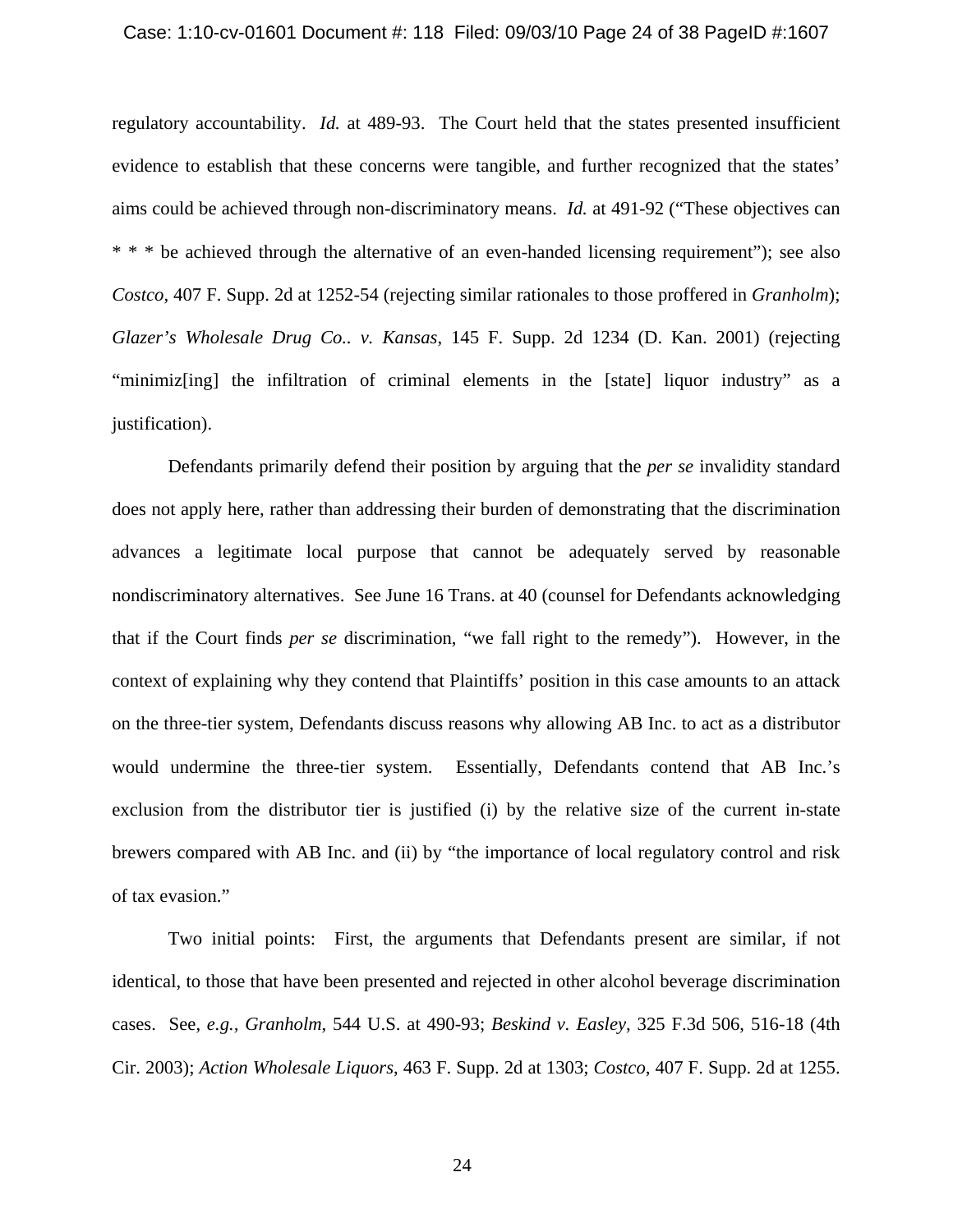regulatory accountability. *Id.* at 489-93. The Court held that the states presented insufficient evidence to establish that these concerns were tangible, and further recognized that the states' aims could be achieved through non-discriminatory means. *Id.* at 491-92 ("These objectives can * * * be achieved through the alternative of an even-handed licensing requirement"); see also *Costco*, 407 F. Supp. 2d at 1252-54 (rejecting similar rationales to those proffered in *Granholm*); *Glazer's Wholesale Drug Co.. v. Kansas*, 145 F. Supp. 2d 1234 (D. Kan. 2001) (rejecting "minimiz[ing] the infiltration of criminal elements in the [state] liquor industry" as a justification).

Defendants primarily defend their position by arguing that the *per se* invalidity standard does not apply here, rather than addressing their burden of demonstrating that the discrimination advances a legitimate local purpose that cannot be adequately served by reasonable nondiscriminatory alternatives. See June 16 Trans. at 40 (counsel for Defendants acknowledging that if the Court finds *per se* discrimination, "we fall right to the remedy"). However, in the context of explaining why they contend that Plaintiffs' position in this case amounts to an attack on the three-tier system, Defendants discuss reasons why allowing AB Inc. to act as a distributor would undermine the three-tier system. Essentially, Defendants contend that AB Inc.'s exclusion from the distributor tier is justified (i) by the relative size of the current in-state brewers compared with AB Inc. and (ii) by "the importance of local regulatory control and risk of tax evasion."

Two initial points: First, the arguments that Defendants present are similar, if not identical, to those that have been presented and rejected in other alcohol beverage discrimination cases. See, *e.g.*, *Granholm*, 544 U.S. at 490-93; *Beskind v. Easley*, 325 F.3d 506, 516-18 (4th Cir. 2003); *Action Wholesale Liquors*, 463 F. Supp. 2d at 1303; *Costco*, 407 F. Supp. 2d at 1255.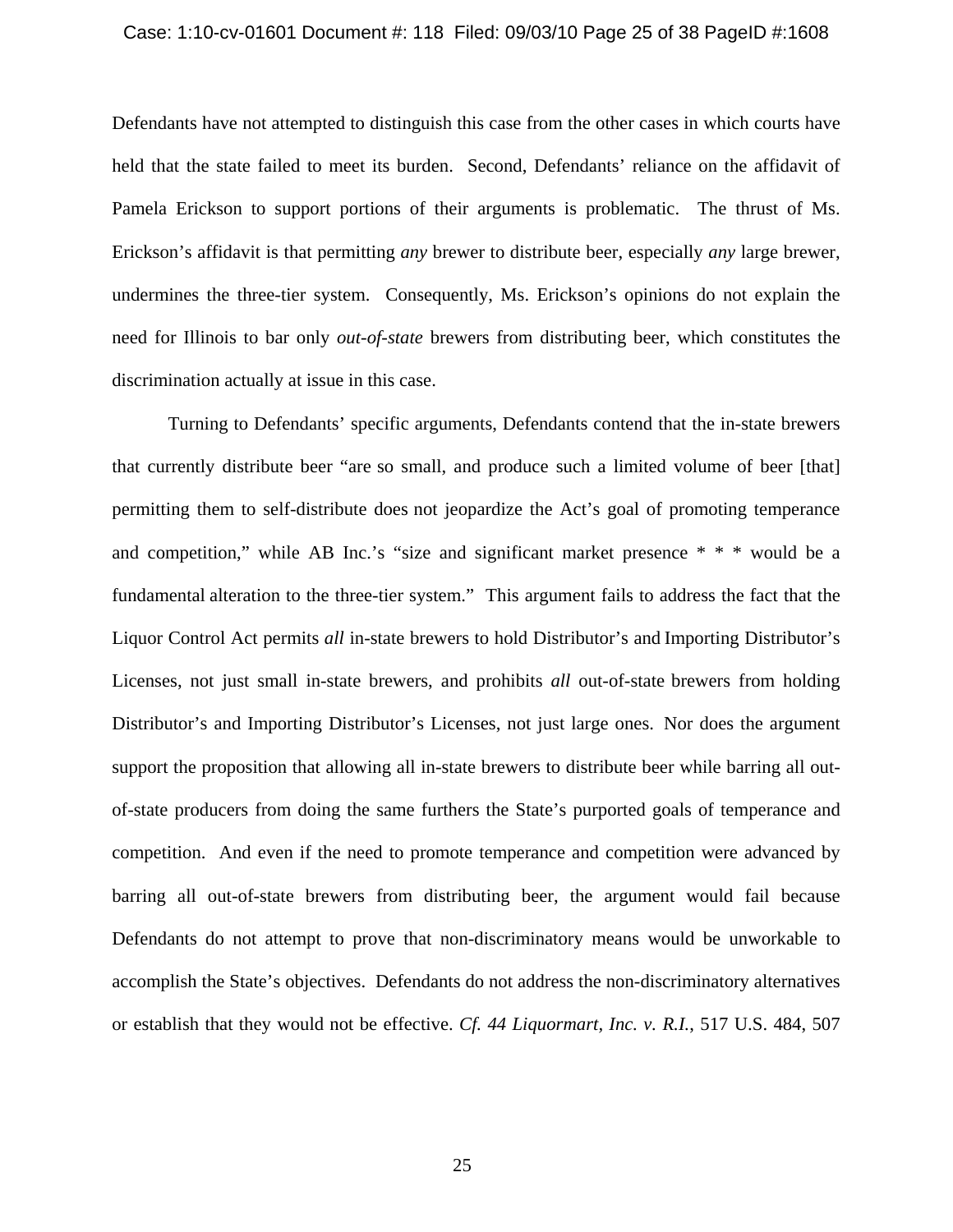Defendants have not attempted to distinguish this case from the other cases in which courts have held that the state failed to meet its burden. Second, Defendants' reliance on the affidavit of Pamela Erickson to support portions of their arguments is problematic. The thrust of Ms. Erickson's affidavit is that permitting *any* brewer to distribute beer, especially *any* large brewer, undermines the three-tier system. Consequently, Ms. Erickson's opinions do not explain the need for Illinois to bar only *out-of-state* brewers from distributing beer, which constitutes the discrimination actually at issue in this case.

Turning to Defendants' specific arguments, Defendants contend that the in-state brewers that currently distribute beer "are so small, and produce such a limited volume of beer [that] permitting them to self-distribute does not jeopardize the Act's goal of promoting temperance and competition," while AB Inc.'s "size and significant market presence * * * would be a fundamental alteration to the three-tier system." This argument fails to address the fact that the Liquor Control Act permits *all* in-state brewers to hold Distributor's and Importing Distributor's Licenses, not just small in-state brewers, and prohibits *all* out-of-state brewers from holding Distributor's and Importing Distributor's Licenses, not just large ones. Nor does the argument support the proposition that allowing all in-state brewers to distribute beer while barring all out-of-state producers from doing the same furthers the State's purported goals of temperance and competition. And even if the need to promote temperance and competition were advanced by barring all out-of-state brewers from distributing beer, the argument would fail because Defendants do not attempt to prove that non-discriminatory means would be unworkable to accomplish the State's objectives. Defendants do not address the non-discriminatory alternatives or establish that they would not be effective. *Cf. 44 Liquormart, Inc. v. R.I.*, 517 U.S. 484, 507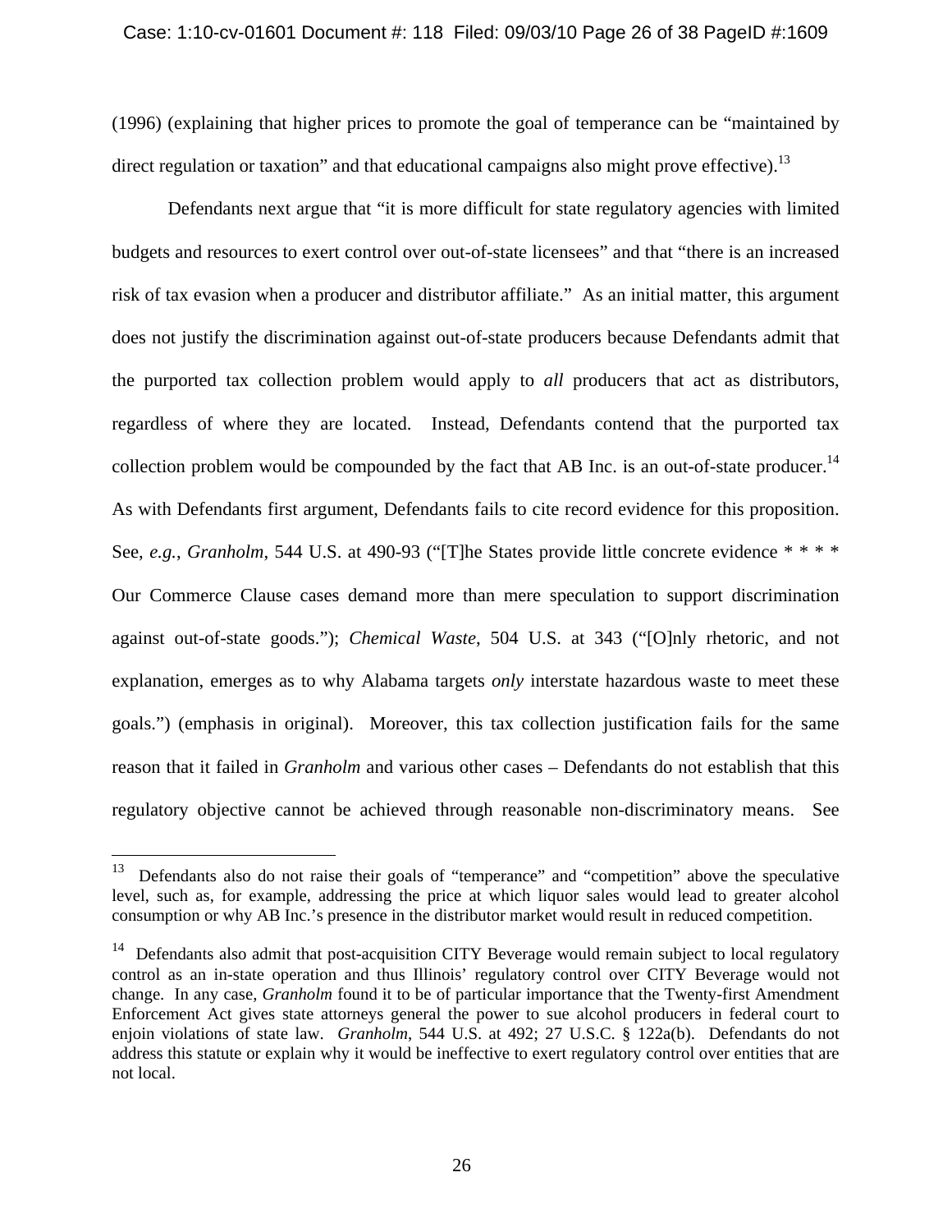(1996) (explaining that higher prices to promote the goal of temperance can be "maintained by direct regulation or taxation" and that educational campaigns also might prove effective).[13]

Defendants next argue that "it is more difficult for state regulatory agencies with limited budgets and resources to exert control over out-of-state licensees" and that "there is an increased risk of tax evasion when a producer and distributor affiliate." As an initial matter, this argument does not justify the discrimination against out-of-state producers because Defendants admit that the purported tax collection problem would apply to *all* producers that act as distributors, regardless of where they are located. Instead, Defendants contend that the purported tax collection problem would be compounded by the fact that AB Inc. is an out-of-state producer.[14] As with Defendants first argument, Defendants fails to cite record evidence for this proposition. See, *e.g.*, *Granholm*, 544 U.S. at 490-93 ("[T]he States provide little concrete evidence * * * * Our Commerce Clause cases demand more than mere speculation to support discrimination against out-of-state goods."); *Chemical Waste*, 504 U.S. at 343 ("[O]nly rhetoric, and not explanation, emerges as to why Alabama targets *only* interstate hazardous waste to meet these goals.") (emphasis in original). Moreover, this tax collection justification fails for the same reason that it failed in *Granholm* and various other cases – Defendants do not establish that this regulatory objective cannot be achieved through reasonable non-discriminatory means. See

---

[13] Defendants also do not raise their goals of "temperance" and "competition" above the speculative level, such as, for example, addressing the price at which liquor sales would lead to greater alcohol consumption or why AB Inc.'s presence in the distributor market would result in reduced competition.

[14] Defendants also admit that post-acquisition CITY Beverage would remain subject to local regulatory control as an in-state operation and thus Illinois' regulatory control over CITY Beverage would not change. In any case, *Granholm* found it to be of particular importance that the Twenty-first Amendment Enforcement Act gives state attorneys general the power to sue alcohol producers in federal court to enjoin violations of state law. *Granholm*, 544 U.S. at 492; 27 U.S.C. § 122a(b). Defendants do not address this statute or explain why it would be ineffective to exert regulatory control over entities that are not local.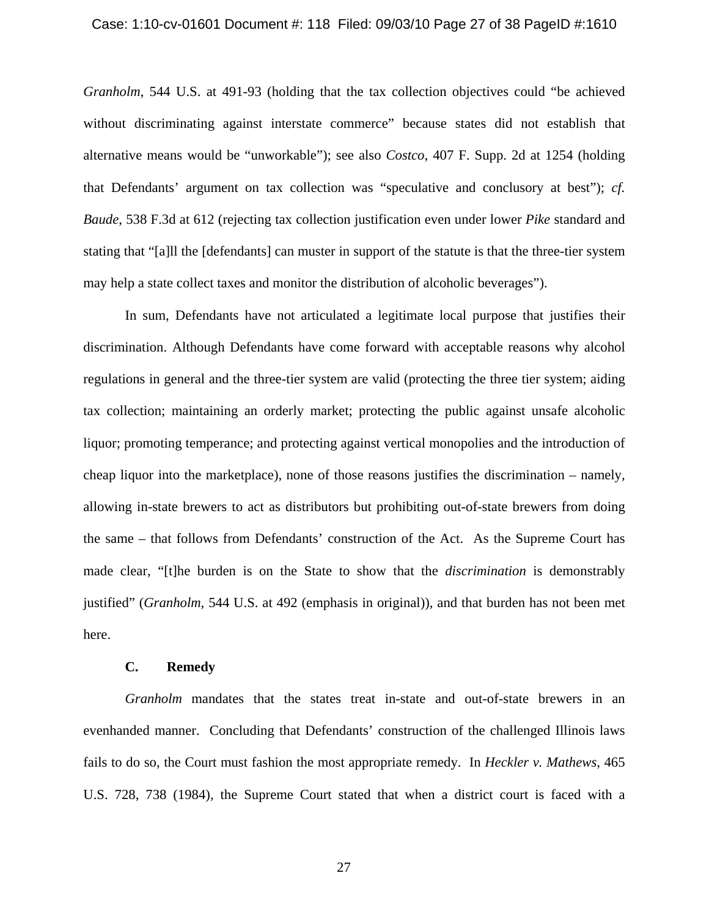*Granholm*, 544 U.S. at 491-93 (holding that the tax collection objectives could "be achieved without discriminating against interstate commerce" because states did not establish that alternative means would be "unworkable"); see also *Costco*, 407 F. Supp. 2d at 1254 (holding that Defendants' argument on tax collection was "speculative and conclusory at best"); *cf.* *Baude*, 538 F.3d at 612 (rejecting tax collection justification even under lower *Pike* standard and stating that "[a]ll the [defendants] can muster in support of the statute is that the three-tier system may help a state collect taxes and monitor the distribution of alcoholic beverages").

In sum, Defendants have not articulated a legitimate local purpose that justifies their discrimination. Although Defendants have come forward with acceptable reasons why alcohol regulations in general and the three-tier system are valid (protecting the three tier system; aiding tax collection; maintaining an orderly market; protecting the public against unsafe alcoholic liquor; promoting temperance; and protecting against vertical monopolies and the introduction of cheap liquor into the marketplace), none of those reasons justifies the discrimination – namely, allowing in-state brewers to act as distributors but prohibiting out-of-state brewers from doing the same – that follows from Defendants' construction of the Act. As the Supreme Court has made clear, "[t]he burden is on the State to show that the *discrimination* is demonstrably justified" (*Granholm*, 544 U.S. at 492 (emphasis in original)), and that burden has not been met here.

### C. Remedy

*Granholm* mandates that the states treat in-state and out-of-state brewers in an evenhanded manner. Concluding that Defendants' construction of the challenged Illinois laws fails to do so, the Court must fashion the most appropriate remedy. In *Heckler v. Mathews*, 465 U.S. 728, 738 (1984), the Supreme Court stated that when a district court is faced with a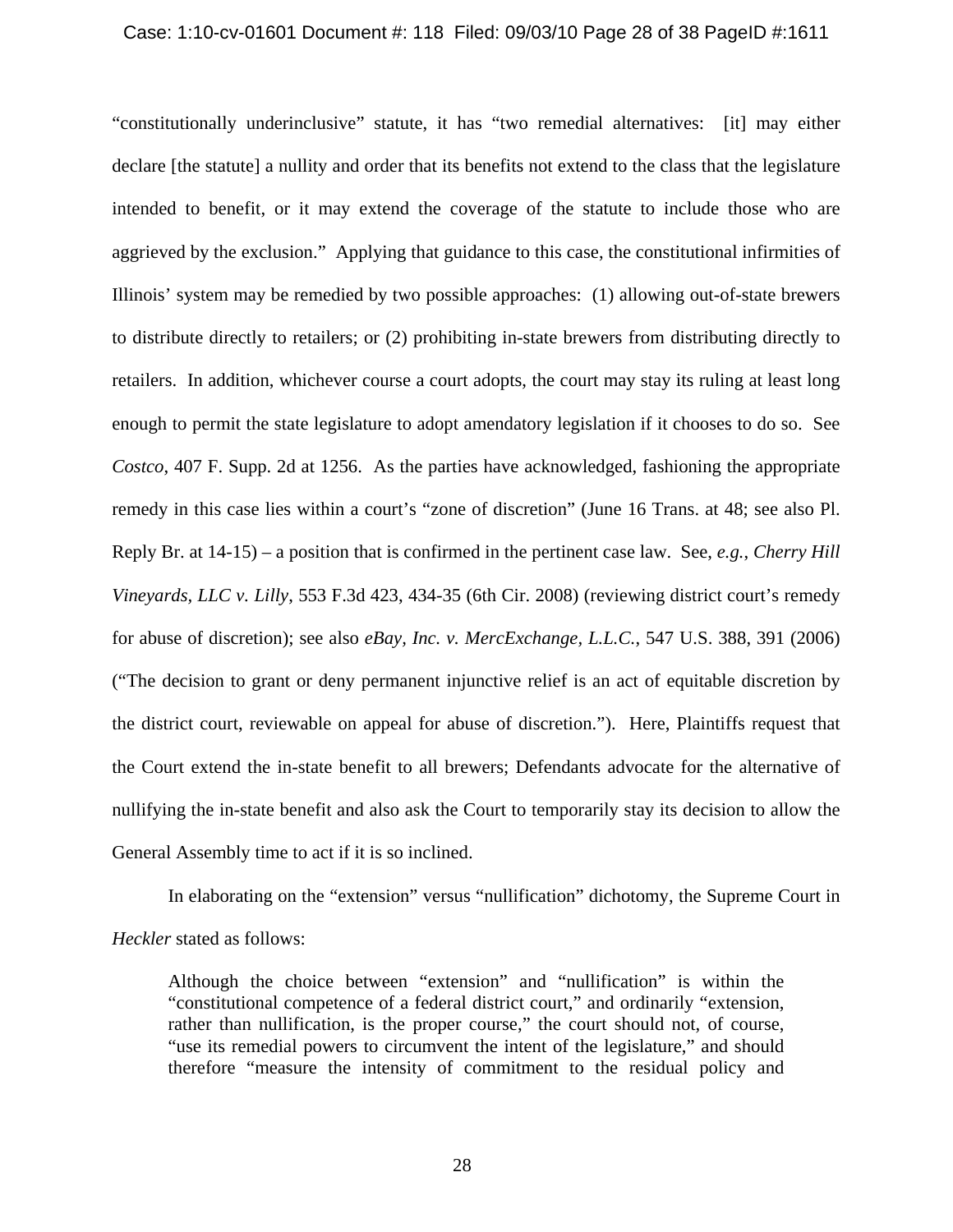"constitutionally underinclusive" statute, it has "two remedial alternatives: [it] may either declare [the statute] a nullity and order that its benefits not extend to the class that the legislature intended to benefit, or it may extend the coverage of the statute to include those who are aggrieved by the exclusion." Applying that guidance to this case, the constitutional infirmities of Illinois' system may be remedied by two possible approaches: (1) allowing out-of-state brewers to distribute directly to retailers; or (2) prohibiting in-state brewers from distributing directly to retailers. In addition, whichever course a court adopts, the court may stay its ruling at least long enough to permit the state legislature to adopt amendatory legislation if it chooses to do so. See *Costco*, 407 F. Supp. 2d at 1256. As the parties have acknowledged, fashioning the appropriate remedy in this case lies within a court's "zone of discretion" (June 16 Trans. at 48; see also Pl. Reply Br. at 14-15) – a position that is confirmed in the pertinent case law. See, *e.g.*, *Cherry Hill Vineyards, LLC v. Lilly*, 553 F.3d 423, 434-35 (6th Cir. 2008) (reviewing district court's remedy for abuse of discretion); see also *eBay, Inc. v. MercExchange, L.L.C.*, 547 U.S. 388, 391 (2006) ("The decision to grant or deny permanent injunctive relief is an act of equitable discretion by the district court, reviewable on appeal for abuse of discretion."). Here, Plaintiffs request that the Court extend the in-state benefit to all brewers; Defendants advocate for the alternative of nullifying the in-state benefit and also ask the Court to temporarily stay its decision to allow the General Assembly time to act if it is so inclined.

In elaborating on the "extension" versus "nullification" dichotomy, the Supreme Court in *Heckler* stated as follows:

> Although the choice between "extension" and "nullification" is within the "constitutional competence of a federal district court," and ordinarily "extension, rather than nullification, is the proper course," the court should not, of course, "use its remedial powers to circumvent the intent of the legislature," and should therefore "measure the intensity of commitment to the residual policy and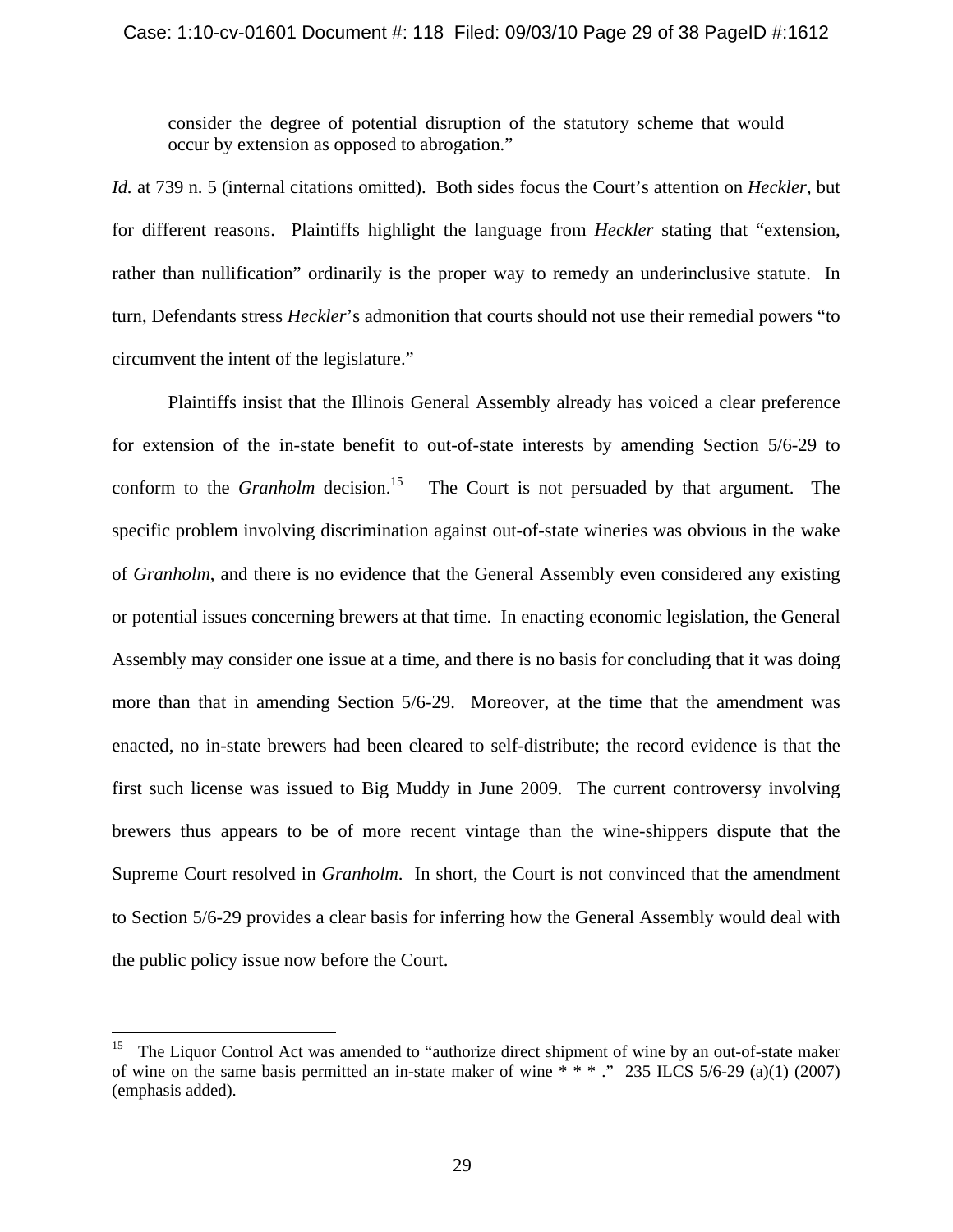consider the degree of potential disruption of the statutory scheme that would occur by extension as opposed to abrogation."

*Id.* at 739 n. 5 (internal citations omitted). Both sides focus the Court's attention on *Heckler*, but for different reasons. Plaintiffs highlight the language from *Heckler* stating that "extension, rather than nullification" ordinarily is the proper way to remedy an underinclusive statute. In turn, Defendants stress *Heckler*'s admonition that courts should not use their remedial powers "to circumvent the intent of the legislature."

Plaintiffs insist that the Illinois General Assembly already has voiced a clear preference for extension of the in-state benefit to out-of-state interests by amending Section 5/6-29 to conform to the *Granholm* decision.[15] The Court is not persuaded by that argument. The specific problem involving discrimination against out-of-state wineries was obvious in the wake of *Granholm*, and there is no evidence that the General Assembly even considered any existing or potential issues concerning brewers at that time. In enacting economic legislation, the General Assembly may consider one issue at a time, and there is no basis for concluding that it was doing more than that in amending Section 5/6-29. Moreover, at the time that the amendment was enacted, no in-state brewers had been cleared to self-distribute; the record evidence is that the first such license was issued to Big Muddy in June 2009. The current controversy involving brewers thus appears to be of more recent vintage than the wine-shippers dispute that the Supreme Court resolved in *Granholm*. In short, the Court is not convinced that the amendment to Section 5/6-29 provides a clear basis for inferring how the General Assembly would deal with the public policy issue now before the Court.

---

[15] The Liquor Control Act was amended to "authorize direct shipment of wine by an out-of-state maker of wine on the same basis permitted an in-state maker of wine * * * ." 235 ILCS 5/6-29 (a)(1) (2007) (emphasis added).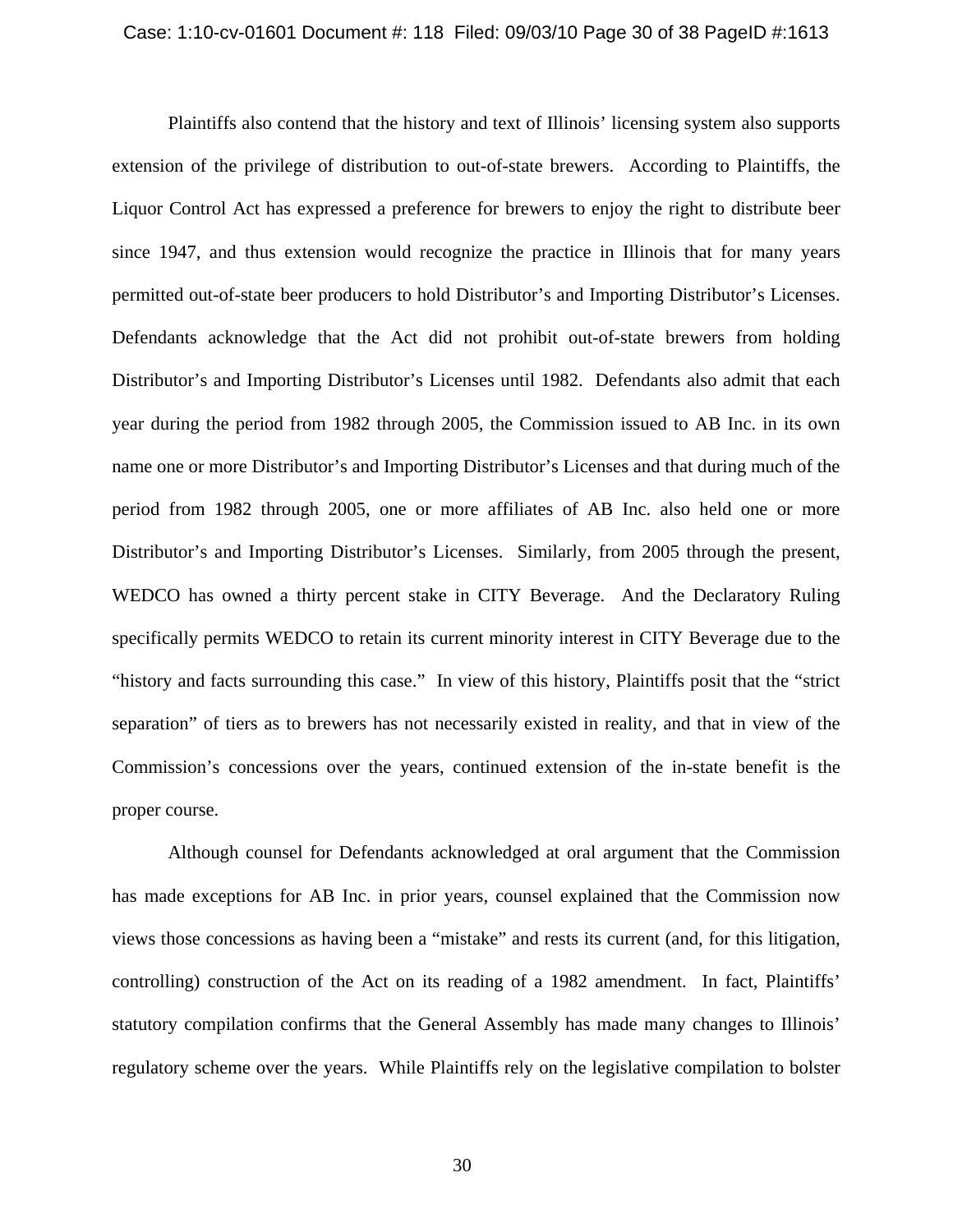Plaintiffs also contend that the history and text of Illinois' licensing system also supports extension of the privilege of distribution to out-of-state brewers. According to Plaintiffs, the Liquor Control Act has expressed a preference for brewers to enjoy the right to distribute beer since 1947, and thus extension would recognize the practice in Illinois that for many years permitted out-of-state beer producers to hold Distributor's and Importing Distributor's Licenses. Defendants acknowledge that the Act did not prohibit out-of-state brewers from holding Distributor's and Importing Distributor's Licenses until 1982. Defendants also admit that each year during the period from 1982 through 2005, the Commission issued to AB Inc. in its own name one or more Distributor's and Importing Distributor's Licenses and that during much of the period from 1982 through 2005, one or more affiliates of AB Inc. also held one or more Distributor's and Importing Distributor's Licenses. Similarly, from 2005 through the present, WEDCO has owned a thirty percent stake in CITY Beverage. And the Declaratory Ruling specifically permits WEDCO to retain its current minority interest in CITY Beverage due to the "history and facts surrounding this case." In view of this history, Plaintiffs posit that the "strict separation" of tiers as to brewers has not necessarily existed in reality, and that in view of the Commission's concessions over the years, continued extension of the in-state benefit is the proper course.

Although counsel for Defendants acknowledged at oral argument that the Commission has made exceptions for AB Inc. in prior years, counsel explained that the Commission now views those concessions as having been a "mistake" and rests its current (and, for this litigation, controlling) construction of the Act on its reading of a 1982 amendment. In fact, Plaintiffs' statutory compilation confirms that the General Assembly has made many changes to Illinois' regulatory scheme over the years. While Plaintiffs rely on the legislative compilation to bolster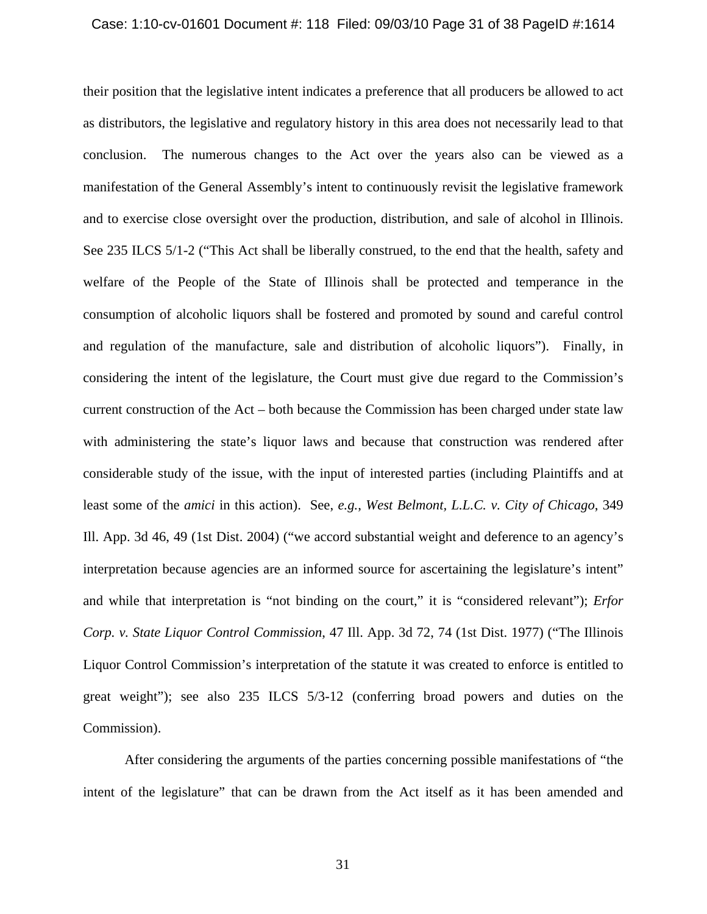their position that the legislative intent indicates a preference that all producers be allowed to act as distributors, the legislative and regulatory history in this area does not necessarily lead to that conclusion. The numerous changes to the Act over the years also can be viewed as a manifestation of the General Assembly's intent to continuously revisit the legislative framework and to exercise close oversight over the production, distribution, and sale of alcohol in Illinois. See 235 ILCS 5/1-2 ("This Act shall be liberally construed, to the end that the health, safety and welfare of the People of the State of Illinois shall be protected and temperance in the consumption of alcoholic liquors shall be fostered and promoted by sound and careful control and regulation of the manufacture, sale and distribution of alcoholic liquors"). Finally, in considering the intent of the legislature, the Court must give due regard to the Commission's current construction of the Act – both because the Commission has been charged under state law with administering the state's liquor laws and because that construction was rendered after considerable study of the issue, with the input of interested parties (including Plaintiffs and at least some of the *amici* in this action). See, *e.g.*, *West Belmont, L.L.C. v. City of Chicago*, 349 Ill. App. 3d 46, 49 (1st Dist. 2004) ("we accord substantial weight and deference to an agency's interpretation because agencies are an informed source for ascertaining the legislature's intent" and while that interpretation is "not binding on the court," it is "considered relevant"); *Erfor Corp. v. State Liquor Control Commission*, 47 Ill. App. 3d 72, 74 (1st Dist. 1977) ("The Illinois Liquor Control Commission's interpretation of the statute it was created to enforce is entitled to great weight"); see also 235 ILCS 5/3-12 (conferring broad powers and duties on the Commission).

After considering the arguments of the parties concerning possible manifestations of "the intent of the legislature" that can be drawn from the Act itself as it has been amended and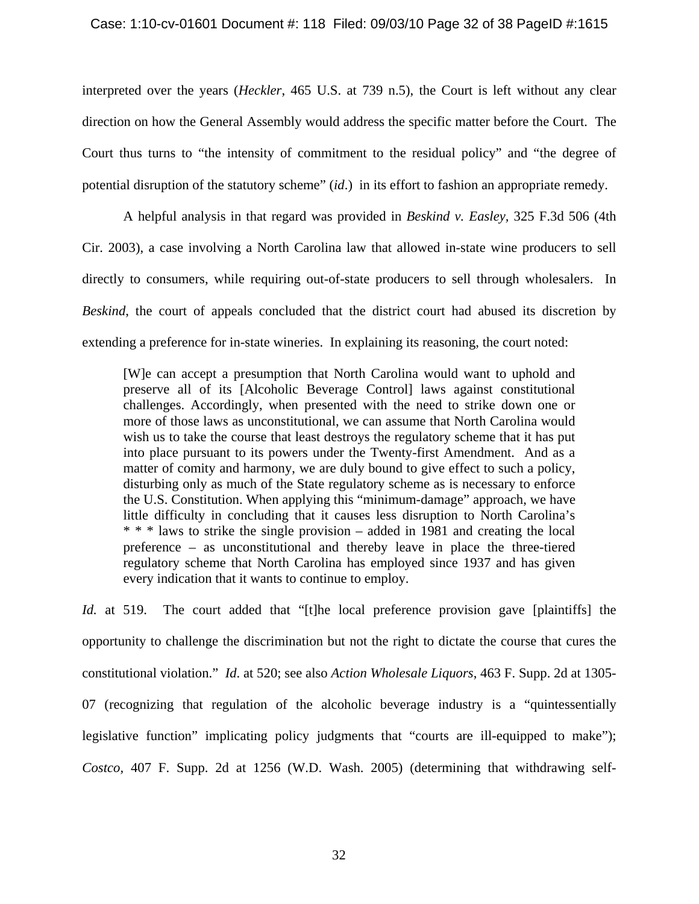interpreted over the years (*Heckler*, 465 U.S. at 739 n.5), the Court is left without any clear direction on how the General Assembly would address the specific matter before the Court. The Court thus turns to "the intensity of commitment to the residual policy" and "the degree of potential disruption of the statutory scheme" (*id*.) in its effort to fashion an appropriate remedy.

A helpful analysis in that regard was provided in *Beskind v. Easley*, 325 F.3d 506 (4th Cir. 2003), a case involving a North Carolina law that allowed in-state wine producers to sell directly to consumers, while requiring out-of-state producers to sell through wholesalers. In *Beskind*, the court of appeals concluded that the district court had abused its discretion by extending a preference for in-state wineries. In explaining its reasoning, the court noted:

> [W]e can accept a presumption that North Carolina would want to uphold and preserve all of its [Alcoholic Beverage Control] laws against constitutional challenges. Accordingly, when presented with the need to strike down one or more of those laws as unconstitutional, we can assume that North Carolina would wish us to take the course that least destroys the regulatory scheme that it has put into place pursuant to its powers under the Twenty-first Amendment. And as a matter of comity and harmony, we are duly bound to give effect to such a policy, disturbing only as much of the State regulatory scheme as is necessary to enforce the U.S. Constitution. When applying this "minimum-damage" approach, we have little difficulty in concluding that it causes less disruption to North Carolina's * * * laws to strike the single provision – added in 1981 and creating the local preference – as unconstitutional and thereby leave in place the three-tiered regulatory scheme that North Carolina has employed since 1937 and has given every indication that it wants to continue to employ.

*Id.* at 519. The court added that "[t]he local preference provision gave [plaintiffs] the opportunity to challenge the discrimination but not the right to dictate the course that cures the constitutional violation." *Id*. at 520; see also *Action Wholesale Liquors*, 463 F. Supp. 2d at 1305-07 (recognizing that regulation of the alcoholic beverage industry is a "quintessentially legislative function" implicating policy judgments that "courts are ill-equipped to make"); *Costco*, 407 F. Supp. 2d at 1256 (W.D. Wash. 2005) (determining that withdrawing self-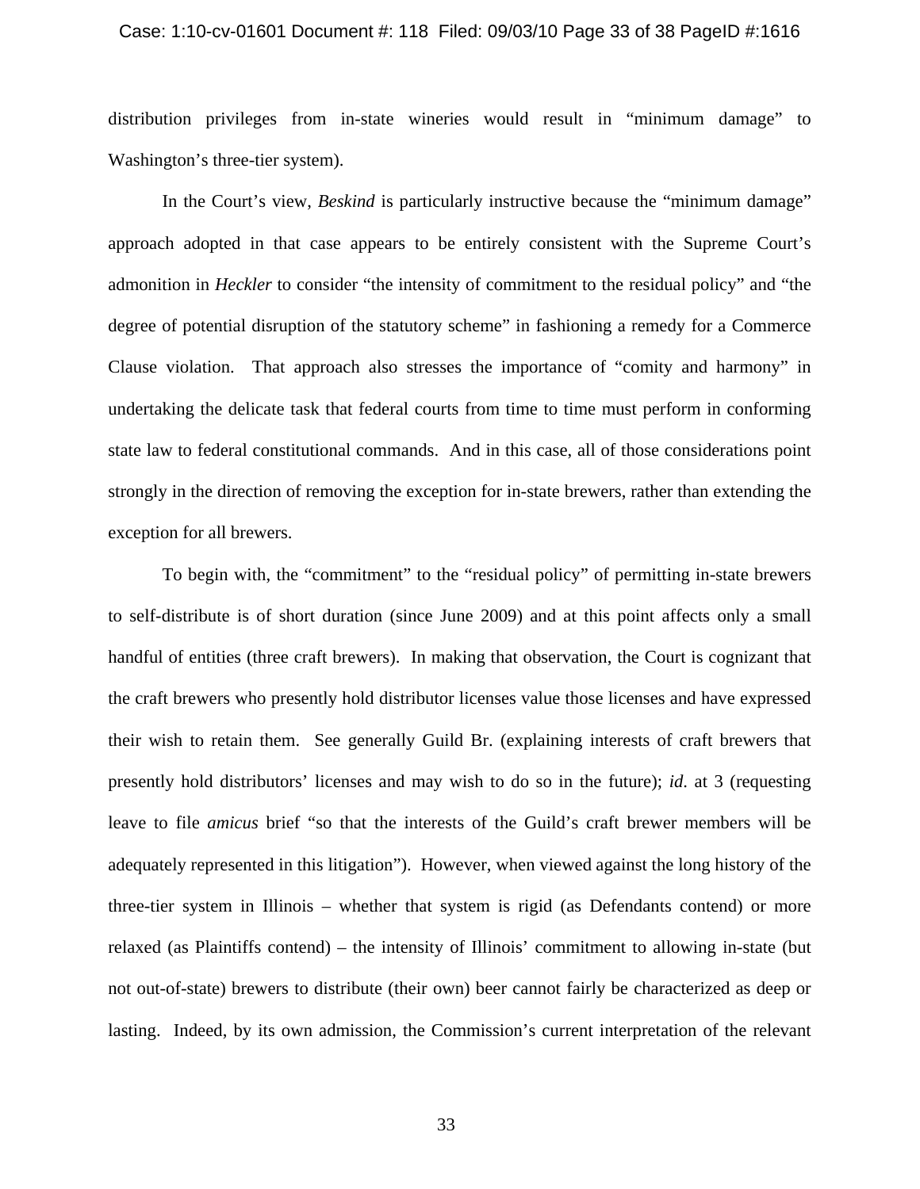distribution privileges from in-state wineries would result in "minimum damage" to Washington's three-tier system).

In the Court's view, *Beskind* is particularly instructive because the "minimum damage" approach adopted in that case appears to be entirely consistent with the Supreme Court's admonition in *Heckler* to consider "the intensity of commitment to the residual policy" and "the degree of potential disruption of the statutory scheme" in fashioning a remedy for a Commerce Clause violation. That approach also stresses the importance of "comity and harmony" in undertaking the delicate task that federal courts from time to time must perform in conforming state law to federal constitutional commands. And in this case, all of those considerations point strongly in the direction of removing the exception for in-state brewers, rather than extending the exception for all brewers.

To begin with, the "commitment" to the "residual policy" of permitting in-state brewers to self-distribute is of short duration (since June 2009) and at this point affects only a small handful of entities (three craft brewers). In making that observation, the Court is cognizant that the craft brewers who presently hold distributor licenses value those licenses and have expressed their wish to retain them. See generally Guild Br. (explaining interests of craft brewers that presently hold distributors' licenses and may wish to do so in the future); *id*. at 3 (requesting leave to file *amicus* brief "so that the interests of the Guild's craft brewer members will be adequately represented in this litigation"). However, when viewed against the long history of the three-tier system in Illinois – whether that system is rigid (as Defendants contend) or more relaxed (as Plaintiffs contend) – the intensity of Illinois' commitment to allowing in-state (but not out-of-state) brewers to distribute (their own) beer cannot fairly be characterized as deep or lasting. Indeed, by its own admission, the Commission's current interpretation of the relevant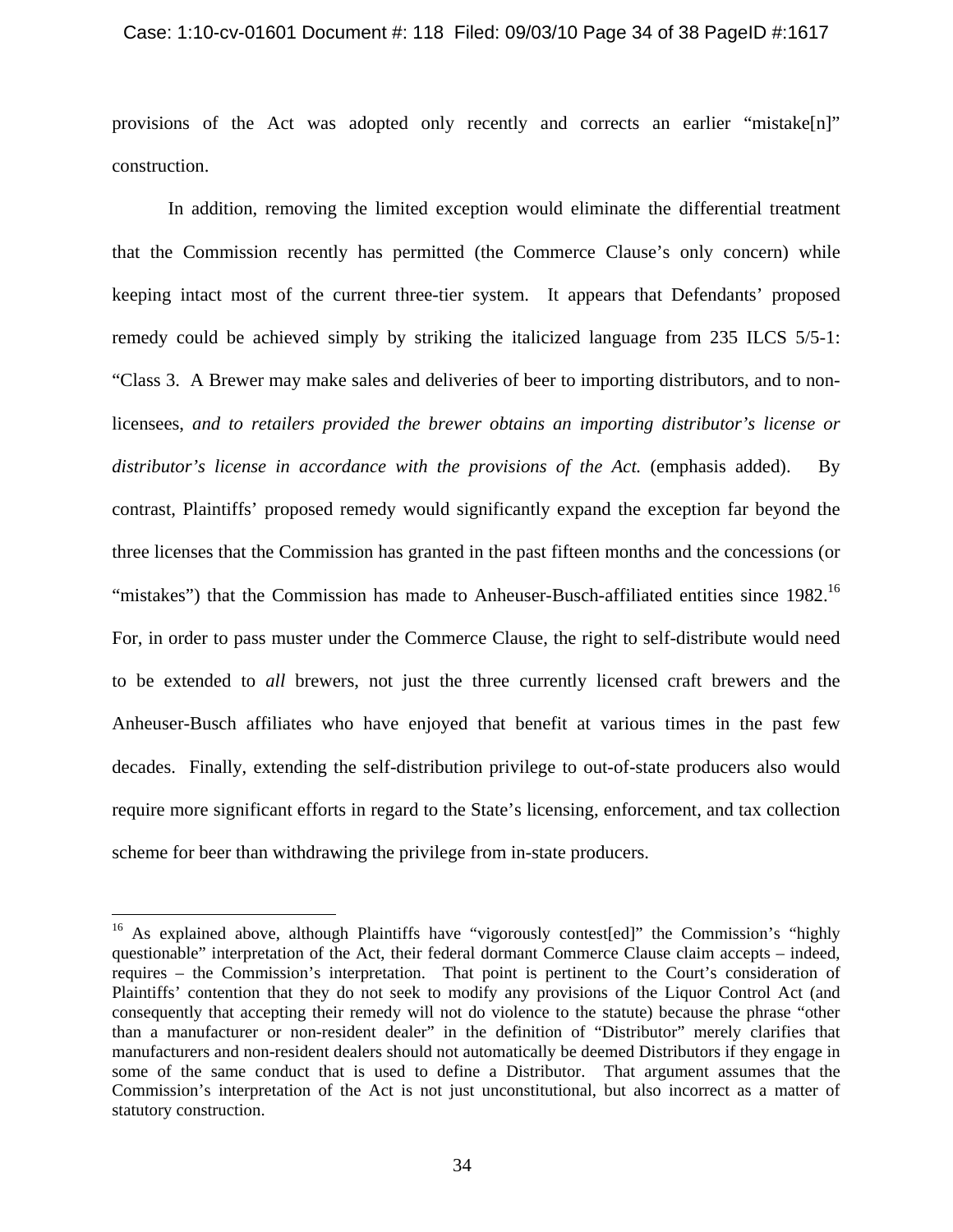provisions of the Act was adopted only recently and corrects an earlier "mistake[n]" construction.

In addition, removing the limited exception would eliminate the differential treatment that the Commission recently has permitted (the Commerce Clause's only concern) while keeping intact most of the current three-tier system. It appears that Defendants' proposed remedy could be achieved simply by striking the italicized language from 235 ILCS 5/5-1: "Class 3. A Brewer may make sales and deliveries of beer to importing distributors, and to non-licensees, *and to retailers provided the brewer obtains an importing distributor's license or distributor's license in accordance with the provisions of the Act.* (emphasis added). By contrast, Plaintiffs' proposed remedy would significantly expand the exception far beyond the three licenses that the Commission has granted in the past fifteen months and the concessions (or "mistakes") that the Commission has made to Anheuser-Busch-affiliated entities since 1982.[16] For, in order to pass muster under the Commerce Clause, the right to self-distribute would need to be extended to *all* brewers, not just the three currently licensed craft brewers and the Anheuser-Busch affiliates who have enjoyed that benefit at various times in the past few decades. Finally, extending the self-distribution privilege to out-of-state producers also would require more significant efforts in regard to the State's licensing, enforcement, and tax collection scheme for beer than withdrawing the privilege from in-state producers.

---

[16] As explained above, although Plaintiffs have "vigorously contest[ed]" the Commission's "highly questionable" interpretation of the Act, their federal dormant Commerce Clause claim accepts – indeed, requires – the Commission's interpretation. That point is pertinent to the Court's consideration of Plaintiffs' contention that they do not seek to modify any provisions of the Liquor Control Act (and consequently that accepting their remedy will not do violence to the statute) because the phrase "other than a manufacturer or non-resident dealer" in the definition of "Distributor" merely clarifies that manufacturers and non-resident dealers should not automatically be deemed Distributors if they engage in some of the same conduct that is used to define a Distributor. That argument assumes that the Commission's interpretation of the Act is not just unconstitutional, but also incorrect as a matter of statutory construction.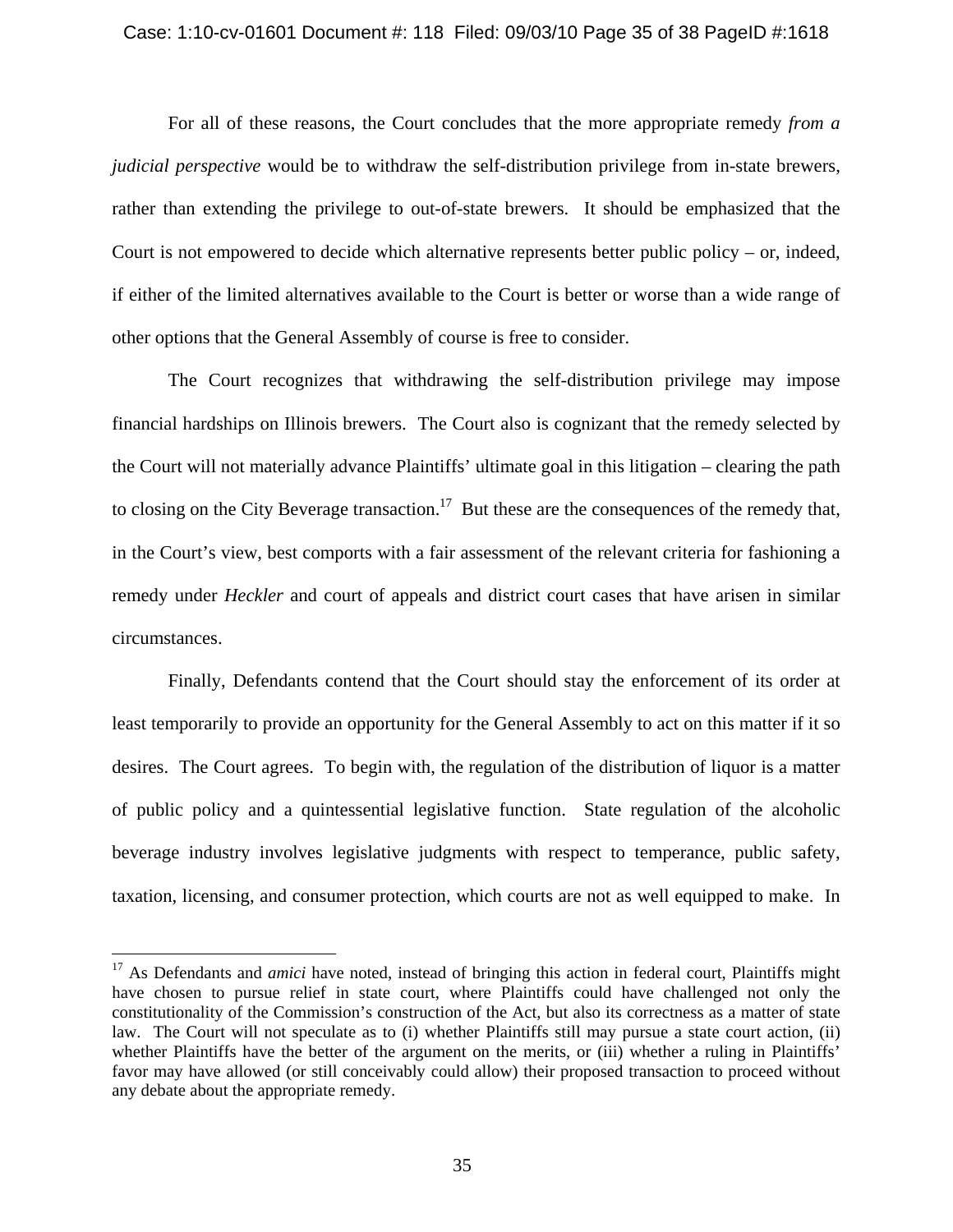For all of these reasons, the Court concludes that the more appropriate remedy *from a judicial perspective* would be to withdraw the self-distribution privilege from in-state brewers, rather than extending the privilege to out-of-state brewers. It should be emphasized that the Court is not empowered to decide which alternative represents better public policy – or, indeed, if either of the limited alternatives available to the Court is better or worse than a wide range of other options that the General Assembly of course is free to consider.

The Court recognizes that withdrawing the self-distribution privilege may impose financial hardships on Illinois brewers. The Court also is cognizant that the remedy selected by the Court will not materially advance Plaintiffs' ultimate goal in this litigation – clearing the path to closing on the City Beverage transaction.[17] But these are the consequences of the remedy that, in the Court's view, best comports with a fair assessment of the relevant criteria for fashioning a remedy under *Heckler* and court of appeals and district court cases that have arisen in similar circumstances.

Finally, Defendants contend that the Court should stay the enforcement of its order at least temporarily to provide an opportunity for the General Assembly to act on this matter if it so desires. The Court agrees. To begin with, the regulation of the distribution of liquor is a matter of public policy and a quintessential legislative function. State regulation of the alcoholic beverage industry involves legislative judgments with respect to temperance, public safety, taxation, licensing, and consumer protection, which courts are not as well equipped to make. In

---

[17] As Defendants and *amici* have noted, instead of bringing this action in federal court, Plaintiffs might have chosen to pursue relief in state court, where Plaintiffs could have challenged not only the constitutionality of the Commission's construction of the Act, but also its correctness as a matter of state law. The Court will not speculate as to (i) whether Plaintiffs still may pursue a state court action, (ii) whether Plaintiffs have the better of the argument on the merits, or (iii) whether a ruling in Plaintiffs' favor may have allowed (or still conceivably could allow) their proposed transaction to proceed without any debate about the appropriate remedy.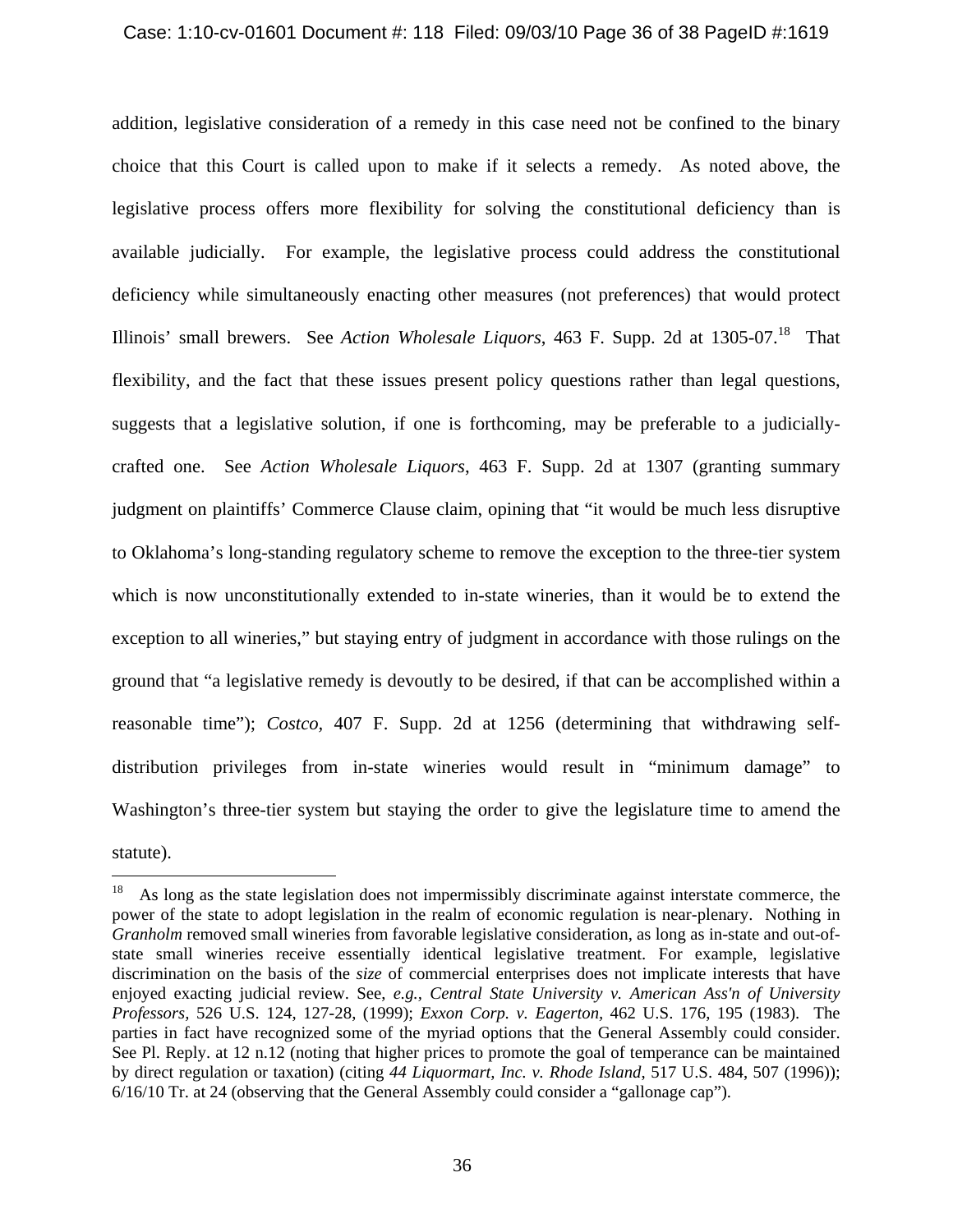addition, legislative consideration of a remedy in this case need not be confined to the binary choice that this Court is called upon to make if it selects a remedy. As noted above, the legislative process offers more flexibility for solving the constitutional deficiency than is available judicially. For example, the legislative process could address the constitutional deficiency while simultaneously enacting other measures (not preferences) that would protect Illinois' small brewers. See *Action Wholesale Liquors*, 463 F. Supp. 2d at 1305-07.[18] That flexibility, and the fact that these issues present policy questions rather than legal questions, suggests that a legislative solution, if one is forthcoming, may be preferable to a judicially-crafted one. See *Action Wholesale Liquors*, 463 F. Supp. 2d at 1307 (granting summary judgment on plaintiffs' Commerce Clause claim, opining that "it would be much less disruptive to Oklahoma's long-standing regulatory scheme to remove the exception to the three-tier system which is now unconstitutionally extended to in-state wineries, than it would be to extend the exception to all wineries," but staying entry of judgment in accordance with those rulings on the ground that "a legislative remedy is devoutly to be desired, if that can be accomplished within a reasonable time"); *Costco,* 407 F. Supp. 2d at 1256 (determining that withdrawing self-distribution privileges from in-state wineries would result in "minimum damage" to Washington's three-tier system but staying the order to give the legislature time to amend the statute).

---

[18] As long as the state legislation does not impermissibly discriminate against interstate commerce, the power of the state to adopt legislation in the realm of economic regulation is near-plenary. Nothing in *Granholm* removed small wineries from favorable legislative consideration, as long as in-state and out-of-state small wineries receive essentially identical legislative treatment. For example, legislative discrimination on the basis of the *size* of commercial enterprises does not implicate interests that have enjoyed exacting judicial review. See, *e.g., Central State University v. American Ass'n of University Professors,* 526 U.S. 124, 127-28, (1999); *Exxon Corp. v. Eagerton,* 462 U.S. 176, 195 (1983). The parties in fact have recognized some of the myriad options that the General Assembly could consider. See Pl. Reply. at 12 n.12 (noting that higher prices to promote the goal of temperance can be maintained by direct regulation or taxation) (citing *44 Liquormart, Inc. v. Rhode Island*, 517 U.S. 484, 507 (1996)); 6/16/10 Tr. at 24 (observing that the General Assembly could consider a "gallonage cap").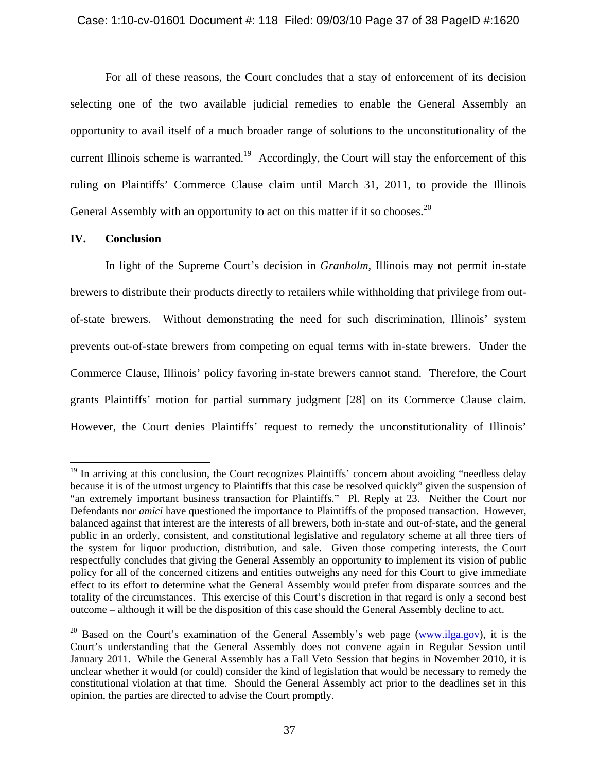For all of these reasons, the Court concludes that a stay of enforcement of its decision selecting one of the two available judicial remedies to enable the General Assembly an opportunity to avail itself of a much broader range of solutions to the unconstitutionality of the current Illinois scheme is warranted.[19] Accordingly, the Court will stay the enforcement of this ruling on Plaintiffs' Commerce Clause claim until March 31, 2011, to provide the Illinois General Assembly with an opportunity to act on this matter if it so chooses.[20]

## IV. Conclusion

In light of the Supreme Court's decision in *Granholm,* Illinois may not permit in-state brewers to distribute their products directly to retailers while withholding that privilege from out-of-state brewers. Without demonstrating the need for such discrimination, Illinois' system prevents out-of-state brewers from competing on equal terms with in-state brewers. Under the Commerce Clause, Illinois' policy favoring in-state brewers cannot stand. Therefore, the Court grants Plaintiffs' motion for partial summary judgment [28] on its Commerce Clause claim. However, the Court denies Plaintiffs' request to remedy the unconstitutionality of Illinois'

---

[19] In arriving at this conclusion, the Court recognizes Plaintiffs' concern about avoiding "needless delay because it is of the utmost urgency to Plaintiffs that this case be resolved quickly" given the suspension of "an extremely important business transaction for Plaintiffs." Pl. Reply at 23. Neither the Court nor Defendants nor *amici* have questioned the importance to Plaintiffs of the proposed transaction. However, balanced against that interest are the interests of all brewers, both in-state and out-of-state, and the general public in an orderly, consistent, and constitutional legislative and regulatory scheme at all three tiers of the system for liquor production, distribution, and sale. Given those competing interests, the Court respectfully concludes that giving the General Assembly an opportunity to implement its vision of public policy for all of the concerned citizens and entities outweighs any need for this Court to give immediate effect to its effort to determine what the General Assembly would prefer from disparate sources and the totality of the circumstances. This exercise of this Court's discretion in that regard is only a second best outcome – although it will be the disposition of this case should the General Assembly decline to act.

[20] Based on the Court's examination of the General Assembly's web page (www.ilga.gov), it is the Court's understanding that the General Assembly does not convene again in Regular Session until January 2011. While the General Assembly has a Fall Veto Session that begins in November 2010, it is unclear whether it would (or could) consider the kind of legislation that would be necessary to remedy the constitutional violation at that time. Should the General Assembly act prior to the deadlines set in this opinion, the parties are directed to advise the Court promptly.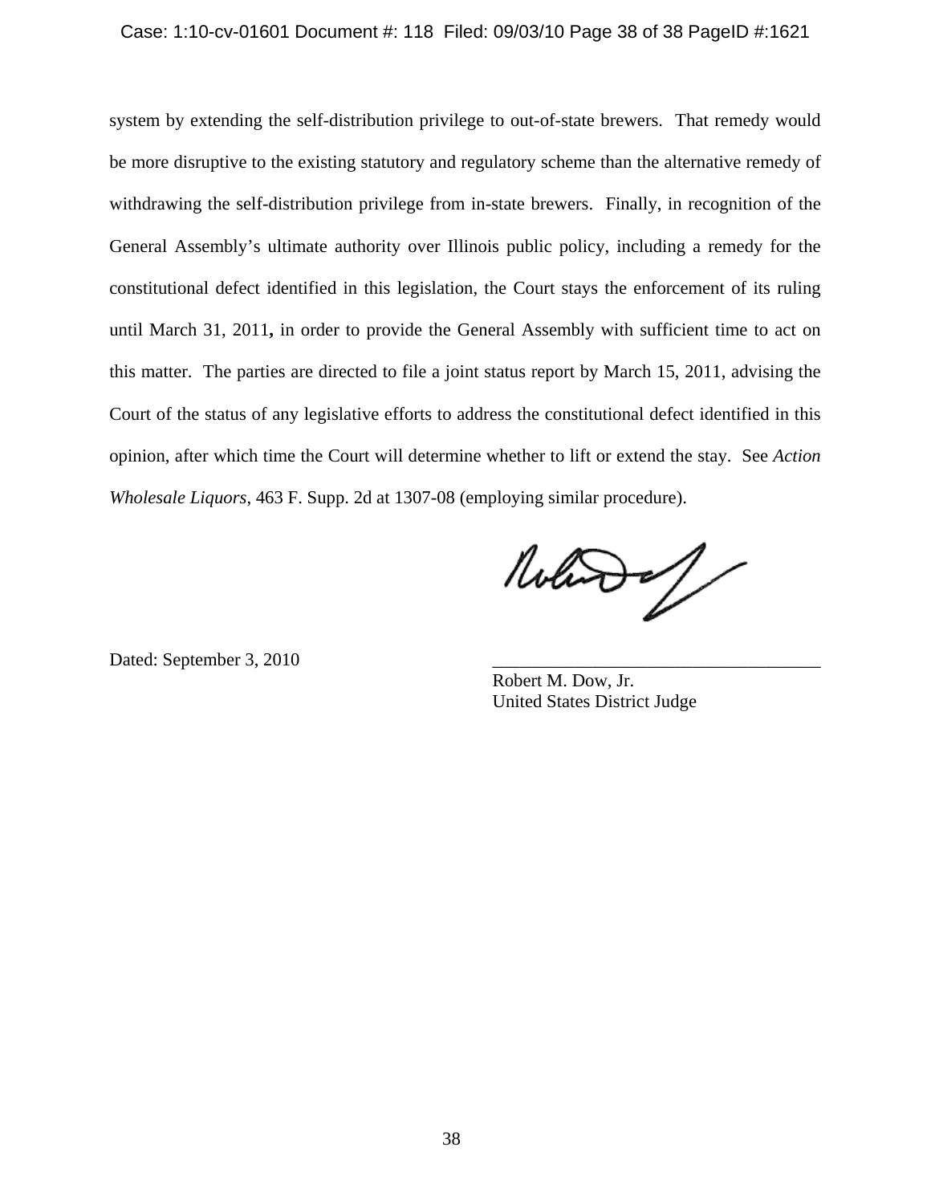system by extending the self-distribution privilege to out-of-state brewers. That remedy would be more disruptive to the existing statutory and regulatory scheme than the alternative remedy of withdrawing the self-distribution privilege from in-state brewers. Finally, in recognition of the General Assembly's ultimate authority over Illinois public policy, including a remedy for the constitutional defect identified in this legislation, the Court stays the enforcement of its ruling until March 31, 2011**,** in order to provide the General Assembly with sufficient time to act on this matter. The parties are directed to file a joint status report by March 15, 2011, advising the Court of the status of any legislative efforts to address the constitutional defect identified in this opinion, after which time the Court will determine whether to lift or extend the stay. See *Action Wholesale Liquors*, 463 F. Supp. 2d at 1307-08 (employing similar procedure).

Dated: September 3, 2010

____________________________________
Robert M. Dow, Jr.
United States District Judge